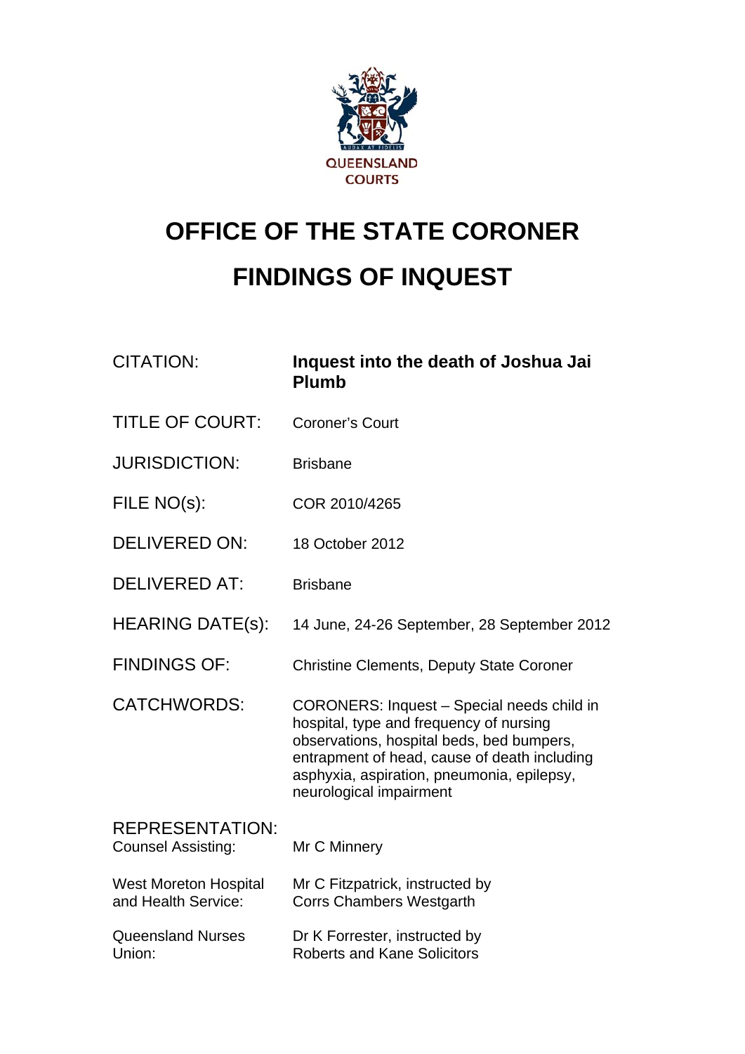QUEENSLAND COURTS

# OFFICE OF THE STATE CORONER

# FINDINGS OF INQUEST

| | |
|---|---|
| CITATION: | **Inquest into the death of Joshua Jai Plumb** |
| TITLE OF COURT: | Coroner's Court |
| JURISDICTION: | Brisbane |
| FILE NO(s): | COR 2010/4265 |
| DELIVERED ON: | 18 October 2012 |
| DELIVERED AT: | Brisbane |
| HEARING DATE(s): | 14 June, 24-26 September, 28 September 2012 |
| FINDINGS OF: | Christine Clements, Deputy State Coroner |
| CATCHWORDS: | CORONERS: Inquest – Special needs child in hospital, type and frequency of nursing observations, hospital beds, bed bumpers, entrapment of head, cause of death including asphyxia, aspiration, pneumonia, epilepsy, neurological impairment |

REPRESENTATION:

| | |
|---|---|
| Counsel Assisting: | Mr C Minnery |
| West Moreton Hospital and Health Service: | Mr C Fitzpatrick, instructed by Corrs Chambers Westgarth |
| Queensland Nurses Union: | Dr K Forrester, instructed by Roberts and Kane Solicitors |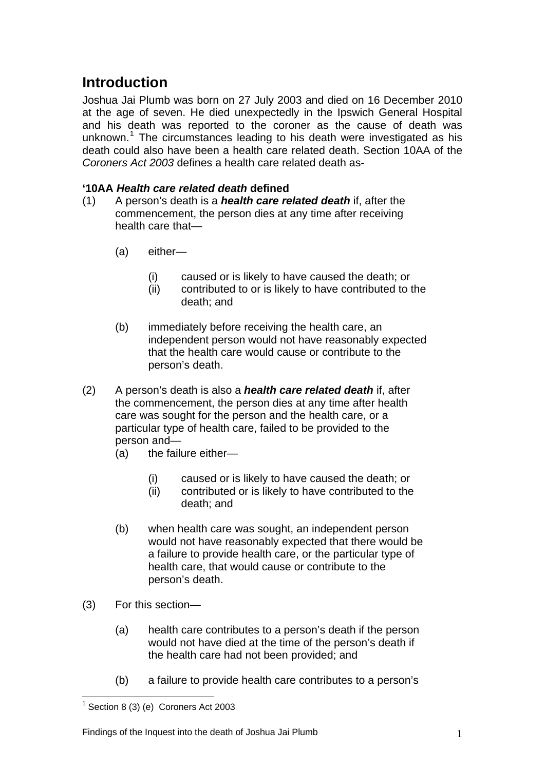# Introduction

Joshua Jai Plumb was born on 27 July 2003 and died on 16 December 2010 at the age of seven. He died unexpectedly in the Ipswich General Hospital and his death was reported to the coroner as the cause of death was unknown.[1] The circumstances leading to his death were investigated as his death could also have been a health care related death. Section 10AA of the *Coroners Act 2003* defines a health care related death as-

**'10AA *Health care related death* defined**

(1) A person's death is a ***health care related death*** if, after the commencement, the person dies at any time after receiving health care that—

- (a) either—
  - (i) caused or is likely to have caused the death; or
  - (ii) contributed to or is likely to have contributed to the death; and
- (b) immediately before receiving the health care, an independent person would not have reasonably expected that the health care would cause or contribute to the person's death.

(2) A person's death is also a ***health care related death*** if, after the commencement, the person dies at any time after health care was sought for the person and the health care, or a particular type of health care, failed to be provided to the person and—

- (a) the failure either—
  - (i) caused or is likely to have caused the death; or
  - (ii) contributed or is likely to have contributed to the death; and
- (b) when health care was sought, an independent person would not have reasonably expected that there would be a failure to provide health care, or the particular type of health care, that would cause or contribute to the person's death.

(3) For this section—

- (a) health care contributes to a person's death if the person would not have died at the time of the person's death if the health care had not been provided; and
- (b) a failure to provide health care contributes to a person's

[1] Section 8 (3) (e) Coroners Act 2003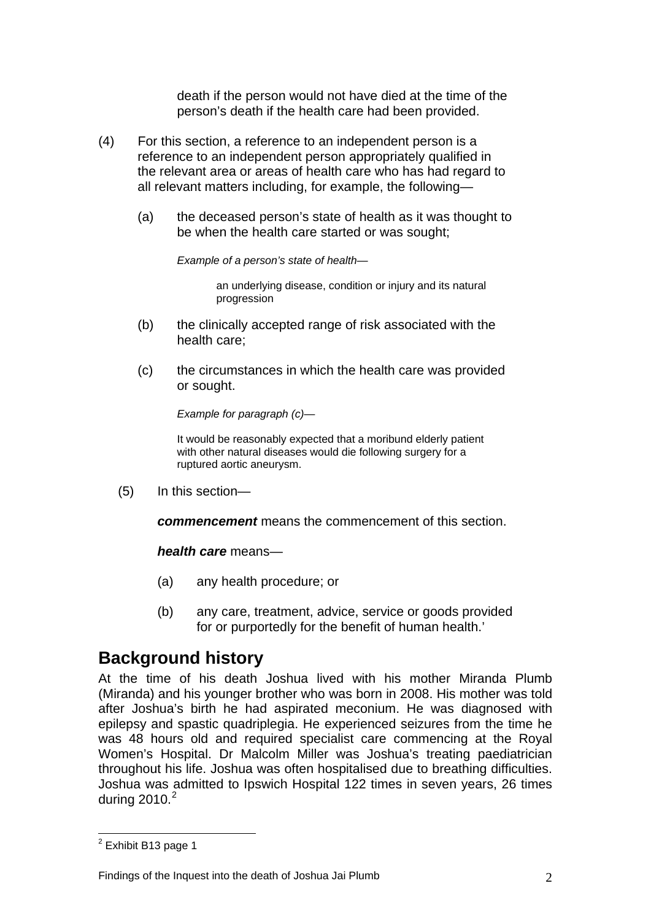death if the person would not have died at the time of the person's death if the health care had been provided.

(4) For this section, a reference to an independent person is a reference to an independent person appropriately qualified in the relevant area or areas of health care who has had regard to all relevant matters including, for example, the following—

(a) the deceased person's state of health as it was thought to be when the health care started or was sought;

*Example of a person's state of health—*

an underlying disease, condition or injury and its natural progression

(b) the clinically accepted range of risk associated with the health care;

(c) the circumstances in which the health care was provided or sought.

*Example for paragraph (c)—*

It would be reasonably expected that a moribund elderly patient with other natural diseases would die following surgery for a ruptured aortic aneurysm.

(5) In this section—

***commencement*** means the commencement of this section.

***health care*** means—

(a) any health procedure; or

(b) any care, treatment, advice, service or goods provided for or purportedly for the benefit of human health.'

## Background history

At the time of his death Joshua lived with his mother Miranda Plumb (Miranda) and his younger brother who was born in 2008. His mother was told after Joshua's birth he had aspirated meconium. He was diagnosed with epilepsy and spastic quadriplegia. He experienced seizures from the time he was 48 hours old and required specialist care commencing at the Royal Women's Hospital. Dr Malcolm Miller was Joshua's treating paediatrician throughout his life. Joshua was often hospitalised due to breathing difficulties. Joshua was admitted to Ipswich Hospital 122 times in seven years, 26 times during 2010.[2]

[2] Exhibit B13 page 1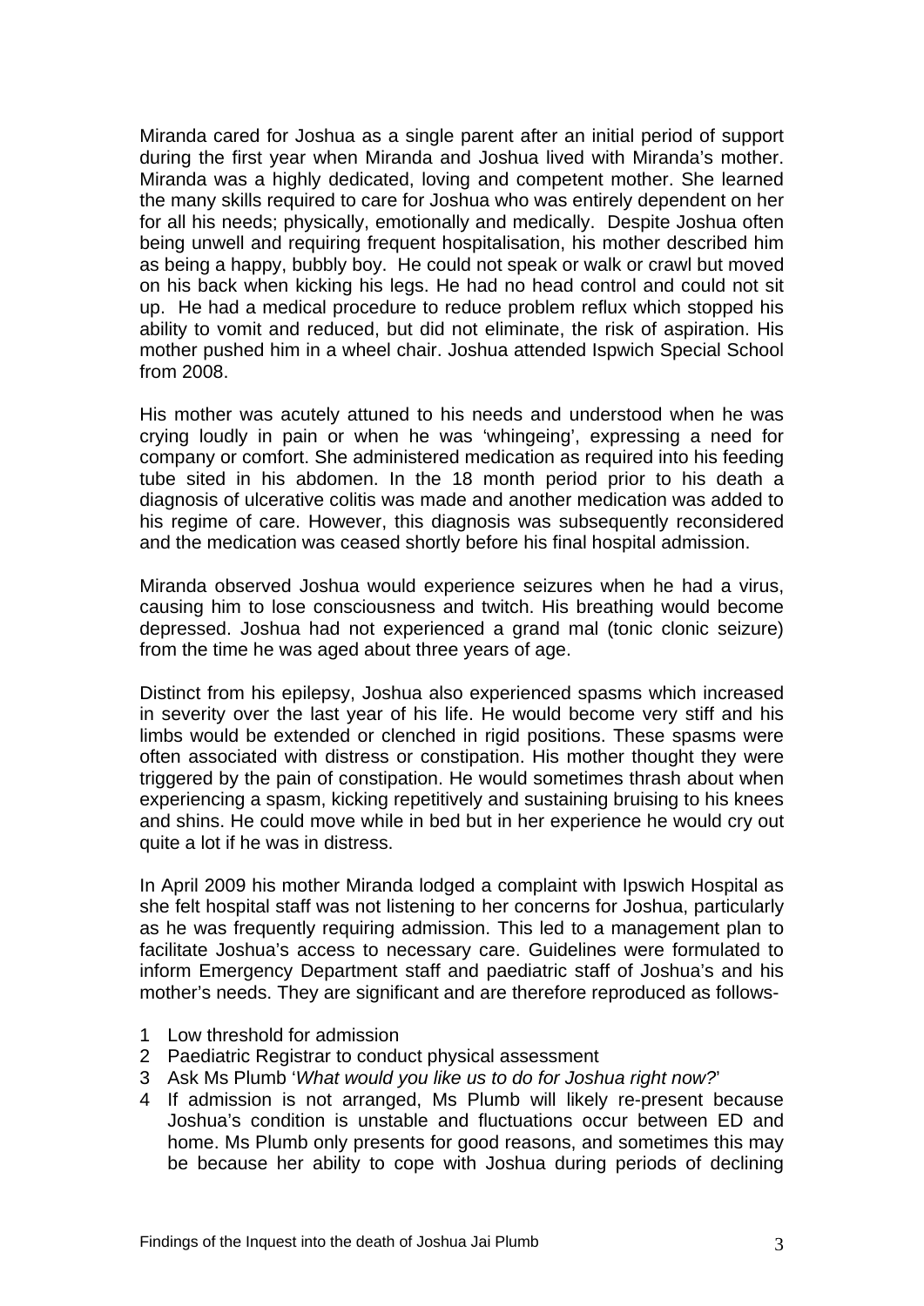Miranda cared for Joshua as a single parent after an initial period of support during the first year when Miranda and Joshua lived with Miranda's mother. Miranda was a highly dedicated, loving and competent mother. She learned the many skills required to care for Joshua who was entirely dependent on her for all his needs; physically, emotionally and medically. Despite Joshua often being unwell and requiring frequent hospitalisation, his mother described him as being a happy, bubbly boy. He could not speak or walk or crawl but moved on his back when kicking his legs. He had no head control and could not sit up. He had a medical procedure to reduce problem reflux which stopped his ability to vomit and reduced, but did not eliminate, the risk of aspiration. His mother pushed him in a wheel chair. Joshua attended Ispwich Special School from 2008.

His mother was acutely attuned to his needs and understood when he was crying loudly in pain or when he was 'whingeing', expressing a need for company or comfort. She administered medication as required into his feeding tube sited in his abdomen. In the 18 month period prior to his death a diagnosis of ulcerative colitis was made and another medication was added to his regime of care. However, this diagnosis was subsequently reconsidered and the medication was ceased shortly before his final hospital admission.

Miranda observed Joshua would experience seizures when he had a virus, causing him to lose consciousness and twitch. His breathing would become depressed. Joshua had not experienced a grand mal (tonic clonic seizure) from the time he was aged about three years of age.

Distinct from his epilepsy, Joshua also experienced spasms which increased in severity over the last year of his life. He would become very stiff and his limbs would be extended or clenched in rigid positions. These spasms were often associated with distress or constipation. His mother thought they were triggered by the pain of constipation. He would sometimes thrash about when experiencing a spasm, kicking repetitively and sustaining bruising to his knees and shins. He could move while in bed but in her experience he would cry out quite a lot if he was in distress.

In April 2009 his mother Miranda lodged a complaint with Ipswich Hospital as she felt hospital staff was not listening to her concerns for Joshua, particularly as he was frequently requiring admission. This led to a management plan to facilitate Joshua's access to necessary care. Guidelines were formulated to inform Emergency Department staff and paediatric staff of Joshua's and his mother's needs. They are significant and are therefore reproduced as follows-

1 Low threshold for admission
2 Paediatric Registrar to conduct physical assessment
3 Ask Ms Plumb '*What would you like us to do for Joshua right now?*'
4 If admission is not arranged, Ms Plumb will likely re-present because Joshua's condition is unstable and fluctuations occur between ED and home. Ms Plumb only presents for good reasons, and sometimes this may be because her ability to cope with Joshua during periods of declining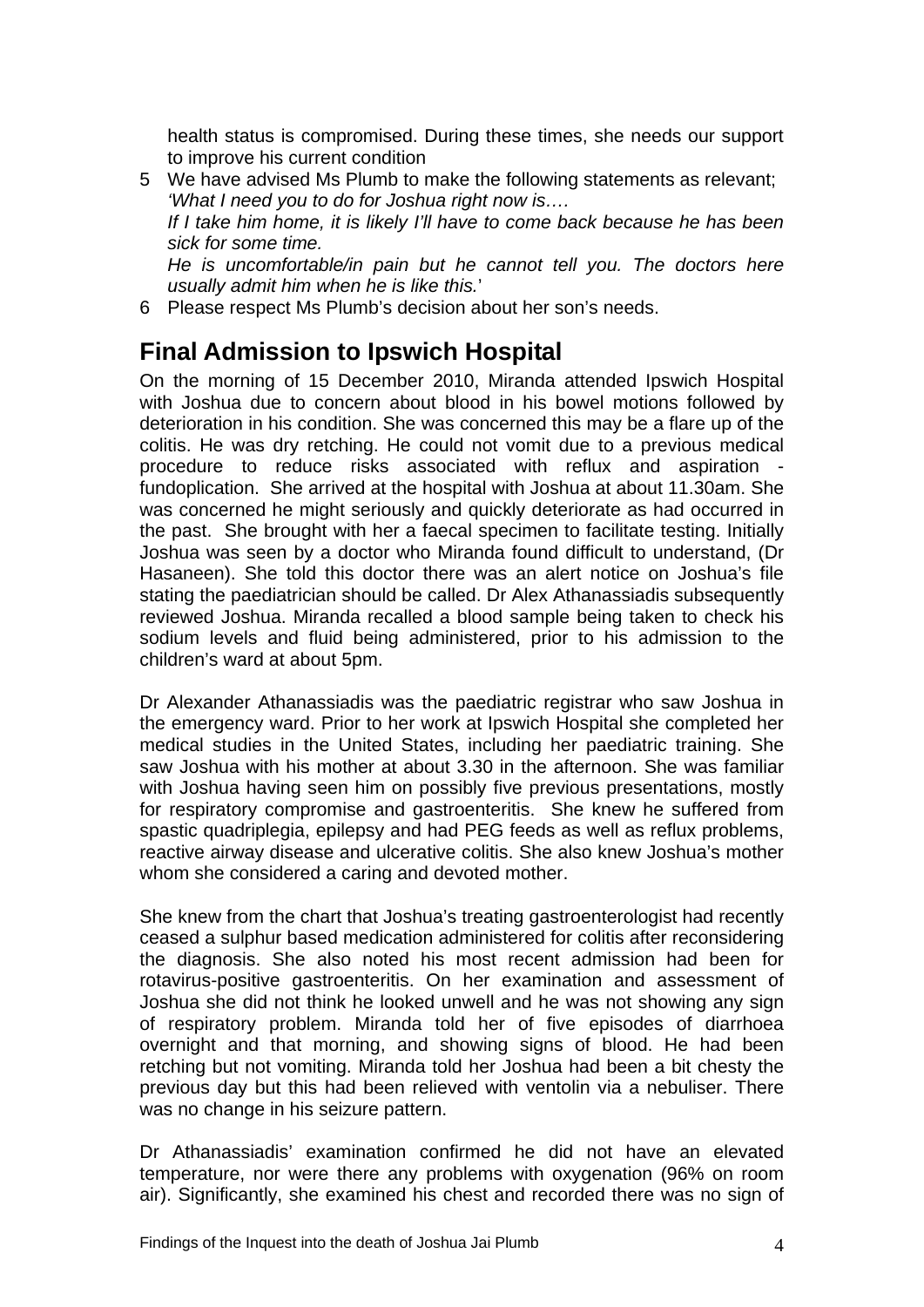health status is compromised. During these times, she needs our support to improve his current condition

5 We have advised Ms Plumb to make the following statements as relevant;
*'What I need you to do for Joshua right now is….*
*If I take him home, it is likely I'll have to come back because he has been sick for some time.*
*He is uncomfortable/in pain but he cannot tell you. The doctors here usually admit him when he is like this.*'

6 Please respect Ms Plumb's decision about her son's needs.

## Final Admission to Ipswich Hospital

On the morning of 15 December 2010, Miranda attended Ipswich Hospital with Joshua due to concern about blood in his bowel motions followed by deterioration in his condition. She was concerned this may be a flare up of the colitis. He was dry retching. He could not vomit due to a previous medical procedure to reduce risks associated with reflux and aspiration - fundoplication. She arrived at the hospital with Joshua at about 11.30am. She was concerned he might seriously and quickly deteriorate as had occurred in the past. She brought with her a faecal specimen to facilitate testing. Initially Joshua was seen by a doctor who Miranda found difficult to understand, (Dr Hasaneen). She told this doctor there was an alert notice on Joshua's file stating the paediatrician should be called. Dr Alex Athanassiadis subsequently reviewed Joshua. Miranda recalled a blood sample being taken to check his sodium levels and fluid being administered, prior to his admission to the children's ward at about 5pm.

Dr Alexander Athanassiadis was the paediatric registrar who saw Joshua in the emergency ward. Prior to her work at Ipswich Hospital she completed her medical studies in the United States, including her paediatric training. She saw Joshua with his mother at about 3.30 in the afternoon. She was familiar with Joshua having seen him on possibly five previous presentations, mostly for respiratory compromise and gastroenteritis. She knew he suffered from spastic quadriplegia, epilepsy and had PEG feeds as well as reflux problems, reactive airway disease and ulcerative colitis. She also knew Joshua's mother whom she considered a caring and devoted mother.

She knew from the chart that Joshua's treating gastroenterologist had recently ceased a sulphur based medication administered for colitis after reconsidering the diagnosis. She also noted his most recent admission had been for rotavirus-positive gastroenteritis. On her examination and assessment of Joshua she did not think he looked unwell and he was not showing any sign of respiratory problem. Miranda told her of five episodes of diarrhoea overnight and that morning, and showing signs of blood. He had been retching but not vomiting. Miranda told her Joshua had been a bit chesty the previous day but this had been relieved with ventolin via a nebuliser. There was no change in his seizure pattern.

Dr Athanassiadis' examination confirmed he did not have an elevated temperature, nor were there any problems with oxygenation (96% on room air). Significantly, she examined his chest and recorded there was no sign of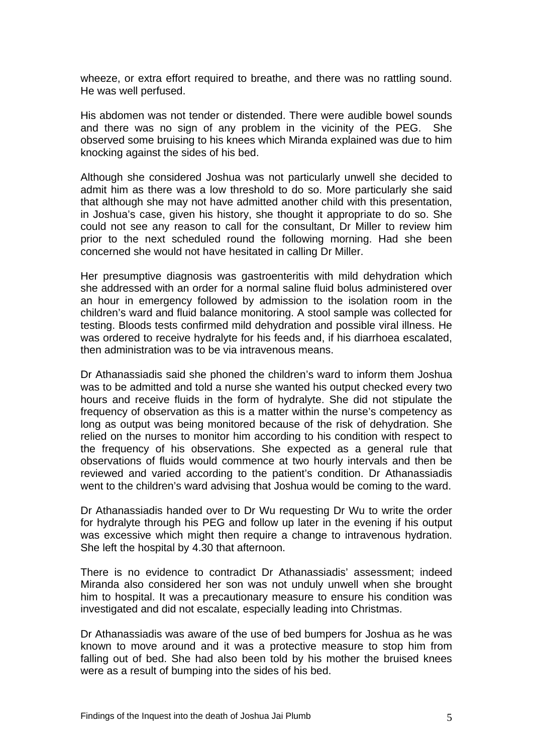wheeze, or extra effort required to breathe, and there was no rattling sound. He was well perfused.

His abdomen was not tender or distended. There were audible bowel sounds and there was no sign of any problem in the vicinity of the PEG. She observed some bruising to his knees which Miranda explained was due to him knocking against the sides of his bed.

Although she considered Joshua was not particularly unwell she decided to admit him as there was a low threshold to do so. More particularly she said that although she may not have admitted another child with this presentation, in Joshua's case, given his history, she thought it appropriate to do so. She could not see any reason to call for the consultant, Dr Miller to review him prior to the next scheduled round the following morning. Had she been concerned she would not have hesitated in calling Dr Miller.

Her presumptive diagnosis was gastroenteritis with mild dehydration which she addressed with an order for a normal saline fluid bolus administered over an hour in emergency followed by admission to the isolation room in the children's ward and fluid balance monitoring. A stool sample was collected for testing. Bloods tests confirmed mild dehydration and possible viral illness. He was ordered to receive hydralyte for his feeds and, if his diarrhoea escalated, then administration was to be via intravenous means.

Dr Athanassiadis said she phoned the children's ward to inform them Joshua was to be admitted and told a nurse she wanted his output checked every two hours and receive fluids in the form of hydralyte. She did not stipulate the frequency of observation as this is a matter within the nurse's competency as long as output was being monitored because of the risk of dehydration. She relied on the nurses to monitor him according to his condition with respect to the frequency of his observations. She expected as a general rule that observations of fluids would commence at two hourly intervals and then be reviewed and varied according to the patient's condition. Dr Athanassiadis went to the children's ward advising that Joshua would be coming to the ward.

Dr Athanassiadis handed over to Dr Wu requesting Dr Wu to write the order for hydralyte through his PEG and follow up later in the evening if his output was excessive which might then require a change to intravenous hydration. She left the hospital by 4.30 that afternoon.

There is no evidence to contradict Dr Athanassiadis' assessment; indeed Miranda also considered her son was not unduly unwell when she brought him to hospital. It was a precautionary measure to ensure his condition was investigated and did not escalate, especially leading into Christmas.

Dr Athanassiadis was aware of the use of bed bumpers for Joshua as he was known to move around and it was a protective measure to stop him from falling out of bed. She had also been told by his mother the bruised knees were as a result of bumping into the sides of his bed.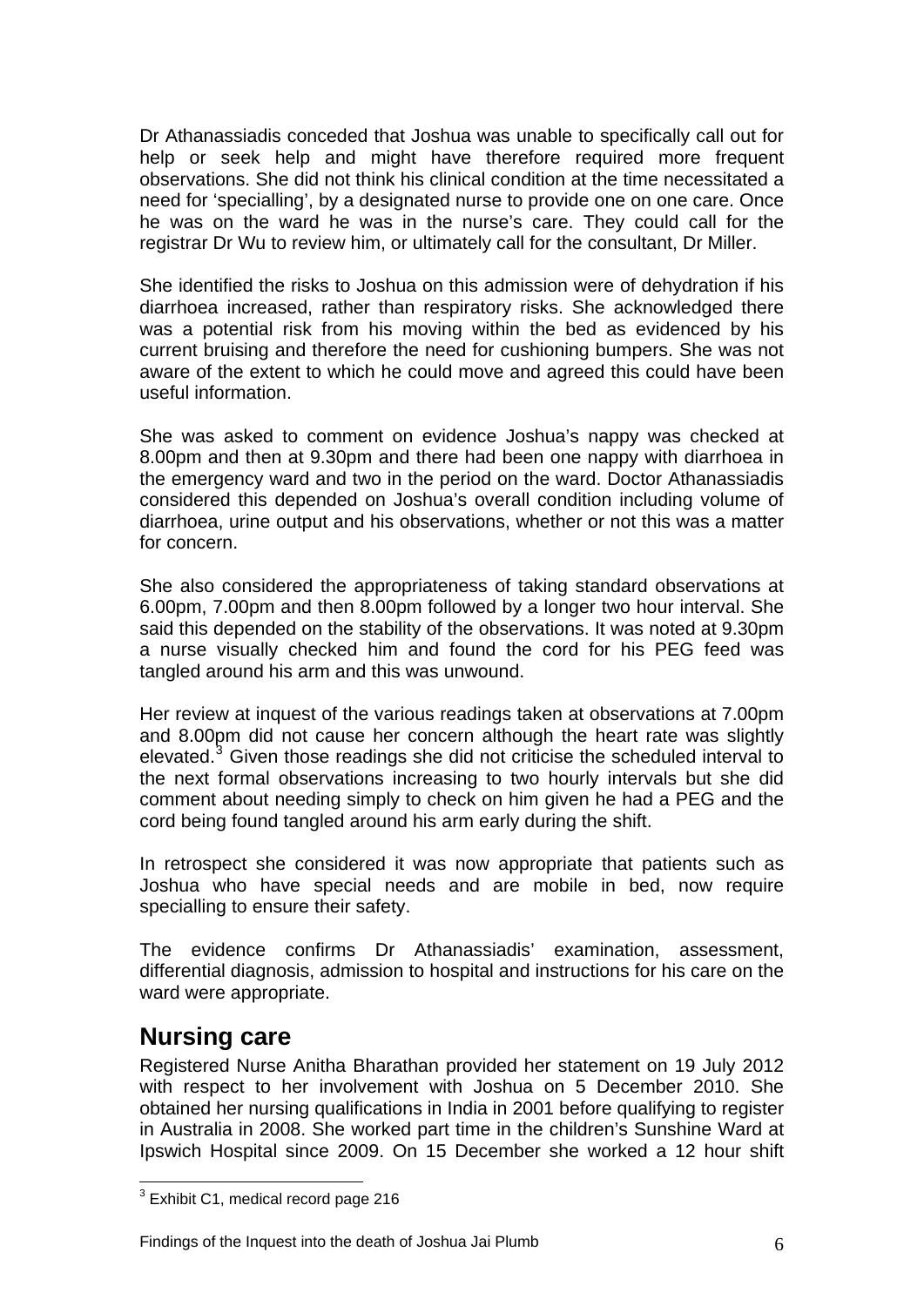Dr Athanassiadis conceded that Joshua was unable to specifically call out for help or seek help and might have therefore required more frequent observations. She did not think his clinical condition at the time necessitated a need for 'specialling', by a designated nurse to provide one on one care. Once he was on the ward he was in the nurse's care. They could call for the registrar Dr Wu to review him, or ultimately call for the consultant, Dr Miller.

She identified the risks to Joshua on this admission were of dehydration if his diarrhoea increased, rather than respiratory risks. She acknowledged there was a potential risk from his moving within the bed as evidenced by his current bruising and therefore the need for cushioning bumpers. She was not aware of the extent to which he could move and agreed this could have been useful information.

She was asked to comment on evidence Joshua's nappy was checked at 8.00pm and then at 9.30pm and there had been one nappy with diarrhoea in the emergency ward and two in the period on the ward. Doctor Athanassiadis considered this depended on Joshua's overall condition including volume of diarrhoea, urine output and his observations, whether or not this was a matter for concern.

She also considered the appropriateness of taking standard observations at 6.00pm, 7.00pm and then 8.00pm followed by a longer two hour interval. She said this depended on the stability of the observations. It was noted at 9.30pm a nurse visually checked him and found the cord for his PEG feed was tangled around his arm and this was unwound.

Her review at inquest of the various readings taken at observations at 7.00pm and 8.00pm did not cause her concern although the heart rate was slightly elevated.[3] Given those readings she did not criticise the scheduled interval to the next formal observations increasing to two hourly intervals but she did comment about needing simply to check on him given he had a PEG and the cord being found tangled around his arm early during the shift.

In retrospect she considered it was now appropriate that patients such as Joshua who have special needs and are mobile in bed, now require specialling to ensure their safety.

The evidence confirms Dr Athanassiadis' examination, assessment, differential diagnosis, admission to hospital and instructions for his care on the ward were appropriate.

## Nursing care

Registered Nurse Anitha Bharathan provided her statement on 19 July 2012 with respect to her involvement with Joshua on 5 December 2010. She obtained her nursing qualifications in India in 2001 before qualifying to register in Australia in 2008. She worked part time in the children's Sunshine Ward at Ipswich Hospital since 2009. On 15 December she worked a 12 hour shift

[3] Exhibit C1, medical record page 216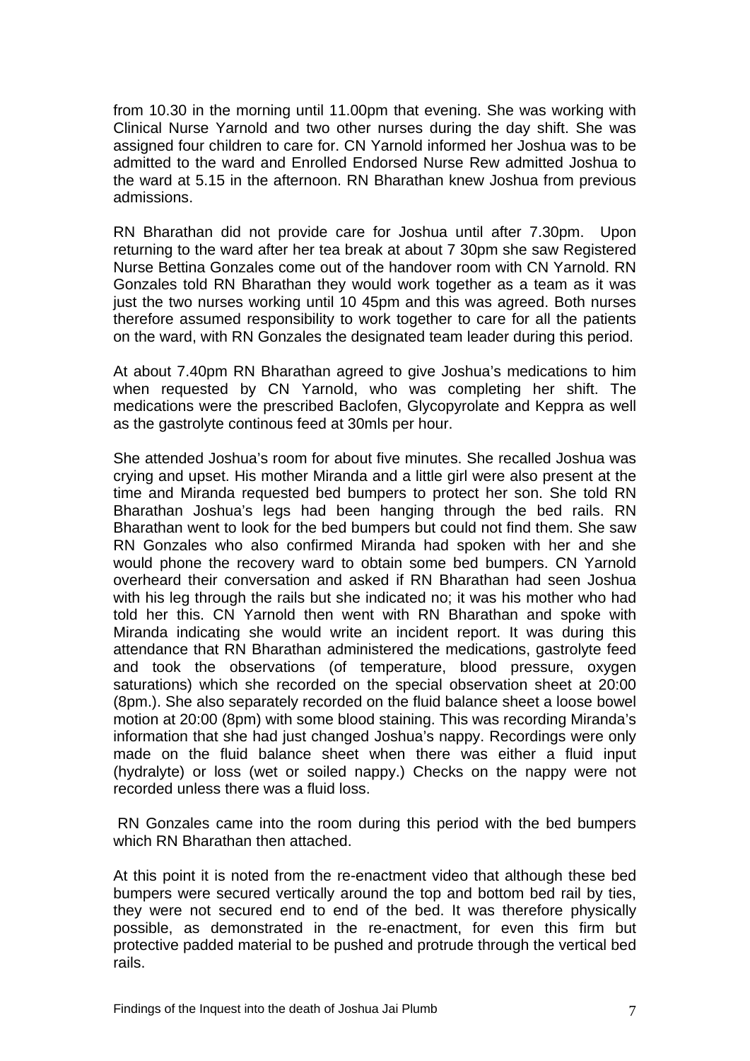from 10.30 in the morning until 11.00pm that evening. She was working with Clinical Nurse Yarnold and two other nurses during the day shift. She was assigned four children to care for. CN Yarnold informed her Joshua was to be admitted to the ward and Enrolled Endorsed Nurse Rew admitted Joshua to the ward at 5.15 in the afternoon. RN Bharathan knew Joshua from previous admissions.

RN Bharathan did not provide care for Joshua until after 7.30pm. Upon returning to the ward after her tea break at about 7 30pm she saw Registered Nurse Bettina Gonzales come out of the handover room with CN Yarnold. RN Gonzales told RN Bharathan they would work together as a team as it was just the two nurses working until 10 45pm and this was agreed. Both nurses therefore assumed responsibility to work together to care for all the patients on the ward, with RN Gonzales the designated team leader during this period.

At about 7.40pm RN Bharathan agreed to give Joshua's medications to him when requested by CN Yarnold, who was completing her shift. The medications were the prescribed Baclofen, Glycopyrolate and Keppra as well as the gastrolyte continous feed at 30mls per hour.

She attended Joshua's room for about five minutes. She recalled Joshua was crying and upset. His mother Miranda and a little girl were also present at the time and Miranda requested bed bumpers to protect her son. She told RN Bharathan Joshua's legs had been hanging through the bed rails. RN Bharathan went to look for the bed bumpers but could not find them. She saw RN Gonzales who also confirmed Miranda had spoken with her and she would phone the recovery ward to obtain some bed bumpers. CN Yarnold overheard their conversation and asked if RN Bharathan had seen Joshua with his leg through the rails but she indicated no; it was his mother who had told her this. CN Yarnold then went with RN Bharathan and spoke with Miranda indicating she would write an incident report. It was during this attendance that RN Bharathan administered the medications, gastrolyte feed and took the observations (of temperature, blood pressure, oxygen saturations) which she recorded on the special observation sheet at 20:00 (8pm.). She also separately recorded on the fluid balance sheet a loose bowel motion at 20:00 (8pm) with some blood staining. This was recording Miranda's information that she had just changed Joshua's nappy. Recordings were only made on the fluid balance sheet when there was either a fluid input (hydralyte) or loss (wet or soiled nappy.) Checks on the nappy were not recorded unless there was a fluid loss.

RN Gonzales came into the room during this period with the bed bumpers which RN Bharathan then attached.

At this point it is noted from the re-enactment video that although these bed bumpers were secured vertically around the top and bottom bed rail by ties, they were not secured end to end of the bed. It was therefore physically possible, as demonstrated in the re-enactment, for even this firm but protective padded material to be pushed and protrude through the vertical bed rails.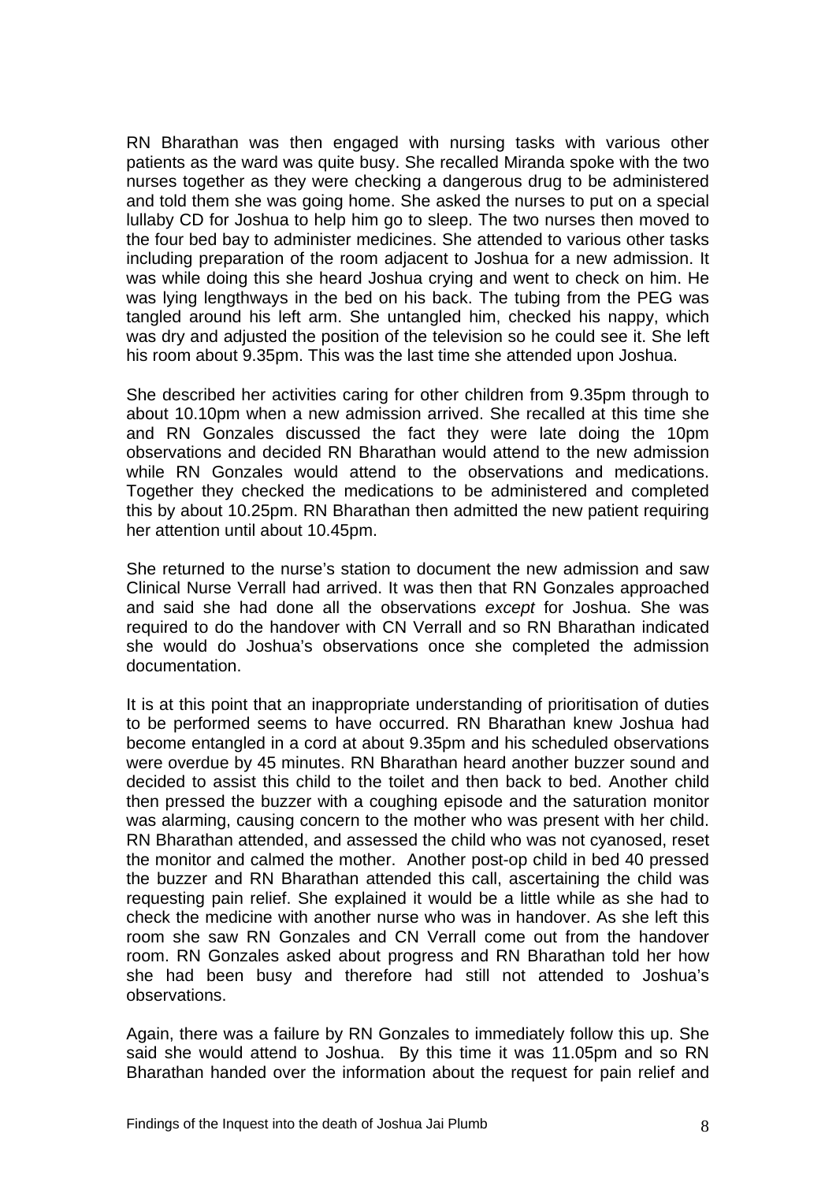RN Bharathan was then engaged with nursing tasks with various other patients as the ward was quite busy. She recalled Miranda spoke with the two nurses together as they were checking a dangerous drug to be administered and told them she was going home. She asked the nurses to put on a special lullaby CD for Joshua to help him go to sleep. The two nurses then moved to the four bed bay to administer medicines. She attended to various other tasks including preparation of the room adjacent to Joshua for a new admission. It was while doing this she heard Joshua crying and went to check on him. He was lying lengthways in the bed on his back. The tubing from the PEG was tangled around his left arm. She untangled him, checked his nappy, which was dry and adjusted the position of the television so he could see it. She left his room about 9.35pm. This was the last time she attended upon Joshua.

She described her activities caring for other children from 9.35pm through to about 10.10pm when a new admission arrived. She recalled at this time she and RN Gonzales discussed the fact they were late doing the 10pm observations and decided RN Bharathan would attend to the new admission while RN Gonzales would attend to the observations and medications. Together they checked the medications to be administered and completed this by about 10.25pm. RN Bharathan then admitted the new patient requiring her attention until about 10.45pm.

She returned to the nurse's station to document the new admission and saw Clinical Nurse Verrall had arrived. It was then that RN Gonzales approached and said she had done all the observations *except* for Joshua. She was required to do the handover with CN Verrall and so RN Bharathan indicated she would do Joshua's observations once she completed the admission documentation.

It is at this point that an inappropriate understanding of prioritisation of duties to be performed seems to have occurred. RN Bharathan knew Joshua had become entangled in a cord at about 9.35pm and his scheduled observations were overdue by 45 minutes. RN Bharathan heard another buzzer sound and decided to assist this child to the toilet and then back to bed. Another child then pressed the buzzer with a coughing episode and the saturation monitor was alarming, causing concern to the mother who was present with her child. RN Bharathan attended, and assessed the child who was not cyanosed, reset the monitor and calmed the mother. Another post-op child in bed 40 pressed the buzzer and RN Bharathan attended this call, ascertaining the child was requesting pain relief. She explained it would be a little while as she had to check the medicine with another nurse who was in handover. As she left this room she saw RN Gonzales and CN Verrall come out from the handover room. RN Gonzales asked about progress and RN Bharathan told her how she had been busy and therefore had still not attended to Joshua's observations.

Again, there was a failure by RN Gonzales to immediately follow this up. She said she would attend to Joshua. By this time it was 11.05pm and so RN Bharathan handed over the information about the request for pain relief and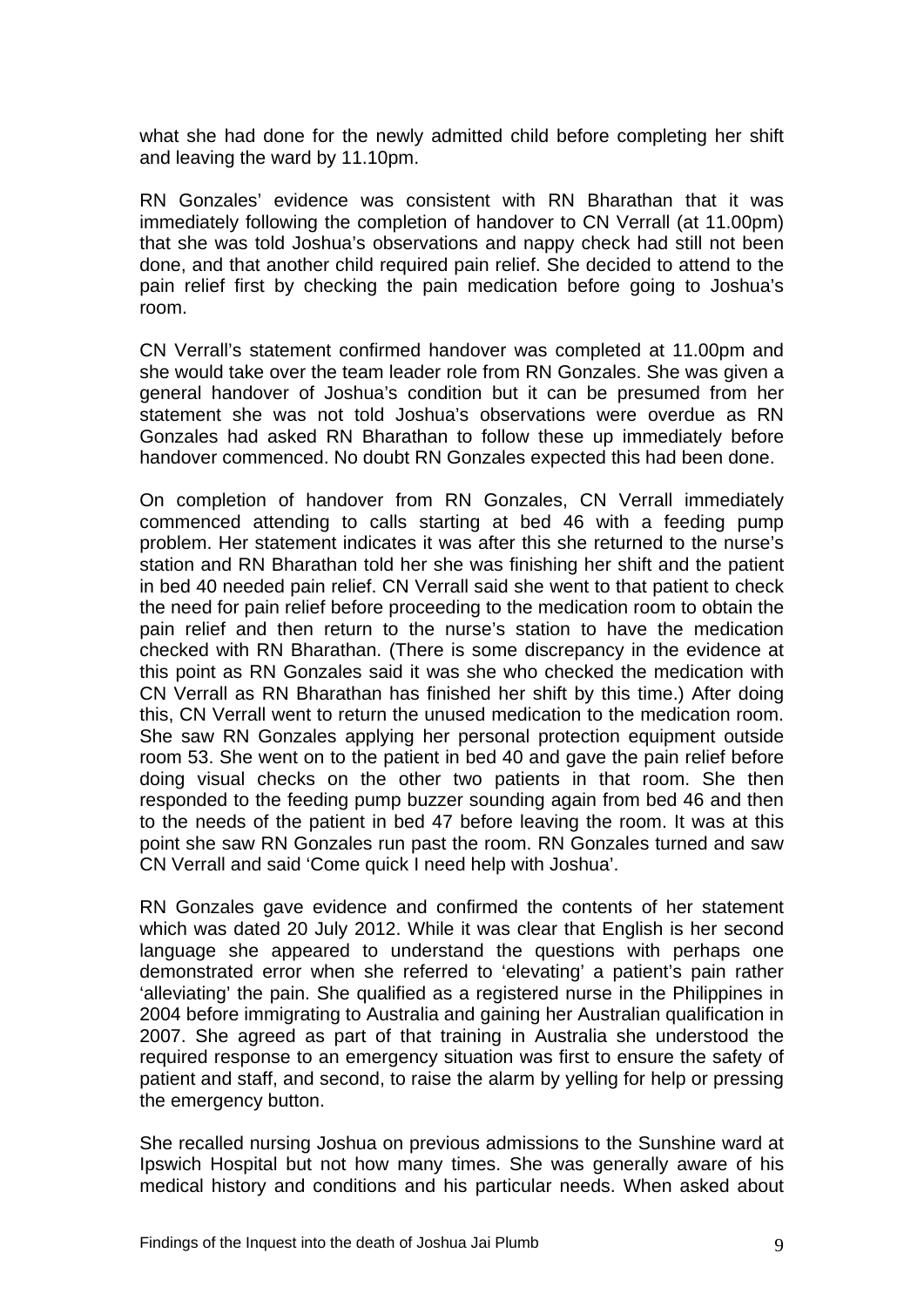what she had done for the newly admitted child before completing her shift and leaving the ward by 11.10pm.

RN Gonzales' evidence was consistent with RN Bharathan that it was immediately following the completion of handover to CN Verrall (at 11.00pm) that she was told Joshua's observations and nappy check had still not been done, and that another child required pain relief. She decided to attend to the pain relief first by checking the pain medication before going to Joshua's room.

CN Verrall's statement confirmed handover was completed at 11.00pm and she would take over the team leader role from RN Gonzales. She was given a general handover of Joshua's condition but it can be presumed from her statement she was not told Joshua's observations were overdue as RN Gonzales had asked RN Bharathan to follow these up immediately before handover commenced. No doubt RN Gonzales expected this had been done.

On completion of handover from RN Gonzales, CN Verrall immediately commenced attending to calls starting at bed 46 with a feeding pump problem. Her statement indicates it was after this she returned to the nurse's station and RN Bharathan told her she was finishing her shift and the patient in bed 40 needed pain relief. CN Verrall said she went to that patient to check the need for pain relief before proceeding to the medication room to obtain the pain relief and then return to the nurse's station to have the medication checked with RN Bharathan. (There is some discrepancy in the evidence at this point as RN Gonzales said it was she who checked the medication with CN Verrall as RN Bharathan has finished her shift by this time.) After doing this, CN Verrall went to return the unused medication to the medication room. She saw RN Gonzales applying her personal protection equipment outside room 53. She went on to the patient in bed 40 and gave the pain relief before doing visual checks on the other two patients in that room. She then responded to the feeding pump buzzer sounding again from bed 46 and then to the needs of the patient in bed 47 before leaving the room. It was at this point she saw RN Gonzales run past the room. RN Gonzales turned and saw CN Verrall and said 'Come quick I need help with Joshua'.

RN Gonzales gave evidence and confirmed the contents of her statement which was dated 20 July 2012. While it was clear that English is her second language she appeared to understand the questions with perhaps one demonstrated error when she referred to 'elevating' a patient's pain rather 'alleviating' the pain. She qualified as a registered nurse in the Philippines in 2004 before immigrating to Australia and gaining her Australian qualification in 2007. She agreed as part of that training in Australia she understood the required response to an emergency situation was first to ensure the safety of patient and staff, and second, to raise the alarm by yelling for help or pressing the emergency button.

She recalled nursing Joshua on previous admissions to the Sunshine ward at Ipswich Hospital but not how many times. She was generally aware of his medical history and conditions and his particular needs. When asked about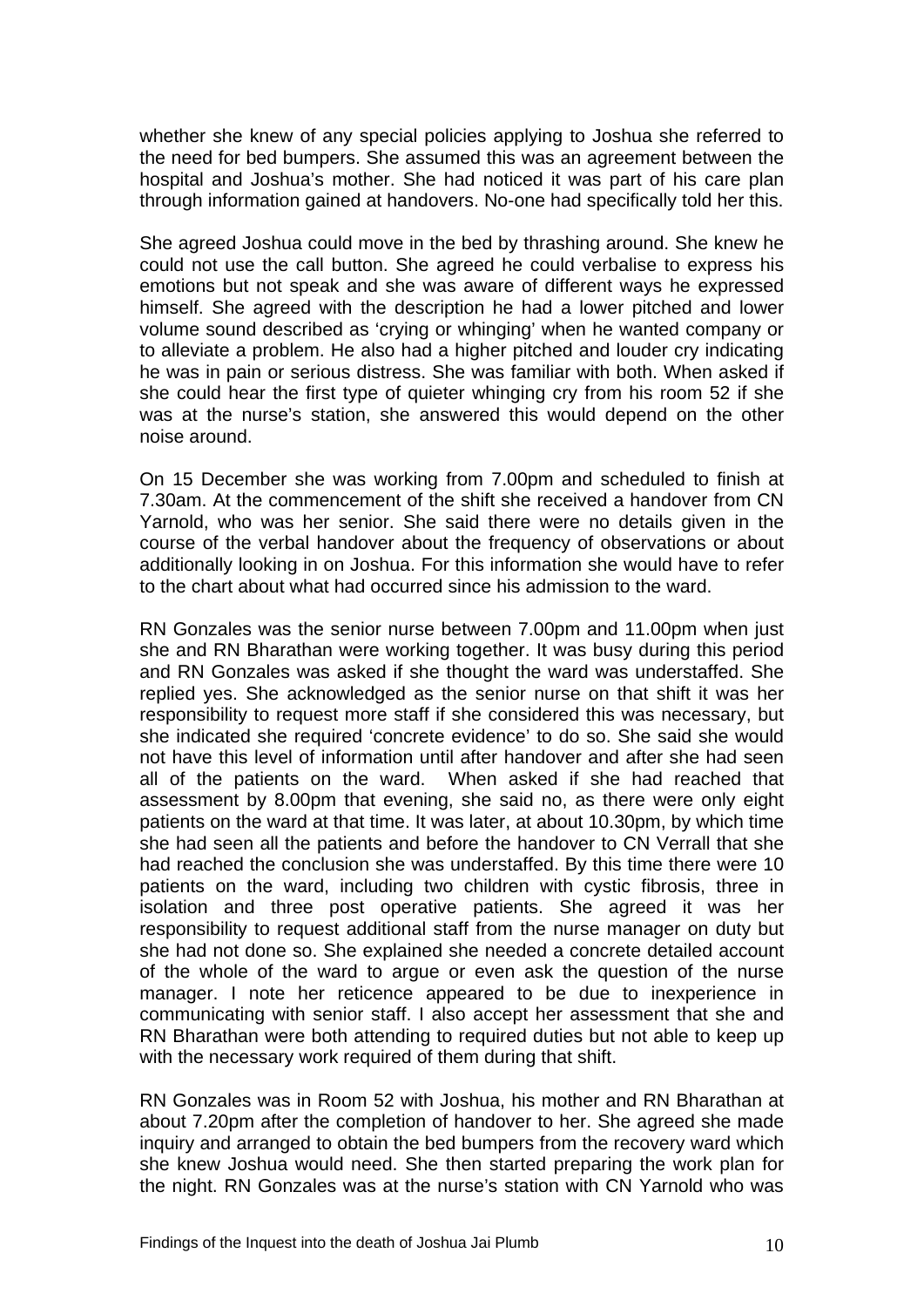whether she knew of any special policies applying to Joshua she referred to the need for bed bumpers. She assumed this was an agreement between the hospital and Joshua's mother. She had noticed it was part of his care plan through information gained at handovers. No-one had specifically told her this.

She agreed Joshua could move in the bed by thrashing around. She knew he could not use the call button. She agreed he could verbalise to express his emotions but not speak and she was aware of different ways he expressed himself. She agreed with the description he had a lower pitched and lower volume sound described as 'crying or whinging' when he wanted company or to alleviate a problem. He also had a higher pitched and louder cry indicating he was in pain or serious distress. She was familiar with both. When asked if she could hear the first type of quieter whinging cry from his room 52 if she was at the nurse's station, she answered this would depend on the other noise around.

On 15 December she was working from 7.00pm and scheduled to finish at 7.30am. At the commencement of the shift she received a handover from CN Yarnold, who was her senior. She said there were no details given in the course of the verbal handover about the frequency of observations or about additionally looking in on Joshua. For this information she would have to refer to the chart about what had occurred since his admission to the ward.

RN Gonzales was the senior nurse between 7.00pm and 11.00pm when just she and RN Bharathan were working together. It was busy during this period and RN Gonzales was asked if she thought the ward was understaffed. She replied yes. She acknowledged as the senior nurse on that shift it was her responsibility to request more staff if she considered this was necessary, but she indicated she required 'concrete evidence' to do so. She said she would not have this level of information until after handover and after she had seen all of the patients on the ward. When asked if she had reached that assessment by 8.00pm that evening, she said no, as there were only eight patients on the ward at that time. It was later, at about 10.30pm, by which time she had seen all the patients and before the handover to CN Verrall that she had reached the conclusion she was understaffed. By this time there were 10 patients on the ward, including two children with cystic fibrosis, three in isolation and three post operative patients. She agreed it was her responsibility to request additional staff from the nurse manager on duty but she had not done so. She explained she needed a concrete detailed account of the whole of the ward to argue or even ask the question of the nurse manager. I note her reticence appeared to be due to inexperience in communicating with senior staff. I also accept her assessment that she and RN Bharathan were both attending to required duties but not able to keep up with the necessary work required of them during that shift.

RN Gonzales was in Room 52 with Joshua, his mother and RN Bharathan at about 7.20pm after the completion of handover to her. She agreed she made inquiry and arranged to obtain the bed bumpers from the recovery ward which she knew Joshua would need. She then started preparing the work plan for the night. RN Gonzales was at the nurse's station with CN Yarnold who was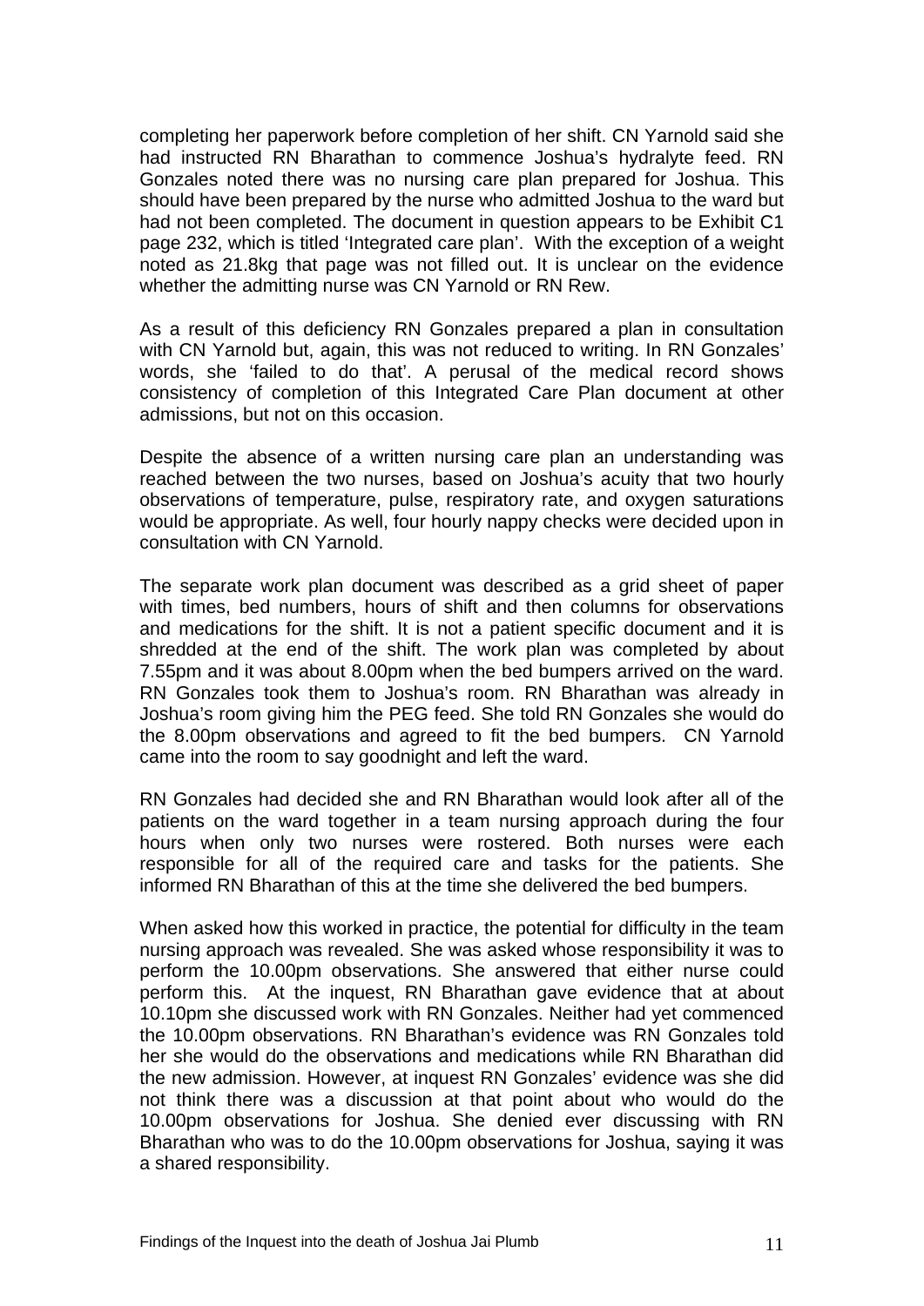completing her paperwork before completion of her shift. CN Yarnold said she had instructed RN Bharathan to commence Joshua's hydralyte feed. RN Gonzales noted there was no nursing care plan prepared for Joshua. This should have been prepared by the nurse who admitted Joshua to the ward but had not been completed. The document in question appears to be Exhibit C1 page 232, which is titled 'Integrated care plan'. With the exception of a weight noted as 21.8kg that page was not filled out. It is unclear on the evidence whether the admitting nurse was CN Yarnold or RN Rew.

As a result of this deficiency RN Gonzales prepared a plan in consultation with CN Yarnold but, again, this was not reduced to writing. In RN Gonzales' words, she 'failed to do that'. A perusal of the medical record shows consistency of completion of this Integrated Care Plan document at other admissions, but not on this occasion.

Despite the absence of a written nursing care plan an understanding was reached between the two nurses, based on Joshua's acuity that two hourly observations of temperature, pulse, respiratory rate, and oxygen saturations would be appropriate. As well, four hourly nappy checks were decided upon in consultation with CN Yarnold.

The separate work plan document was described as a grid sheet of paper with times, bed numbers, hours of shift and then columns for observations and medications for the shift. It is not a patient specific document and it is shredded at the end of the shift. The work plan was completed by about 7.55pm and it was about 8.00pm when the bed bumpers arrived on the ward. RN Gonzales took them to Joshua's room. RN Bharathan was already in Joshua's room giving him the PEG feed. She told RN Gonzales she would do the 8.00pm observations and agreed to fit the bed bumpers. CN Yarnold came into the room to say goodnight and left the ward.

RN Gonzales had decided she and RN Bharathan would look after all of the patients on the ward together in a team nursing approach during the four hours when only two nurses were rostered. Both nurses were each responsible for all of the required care and tasks for the patients. She informed RN Bharathan of this at the time she delivered the bed bumpers.

When asked how this worked in practice, the potential for difficulty in the team nursing approach was revealed. She was asked whose responsibility it was to perform the 10.00pm observations. She answered that either nurse could perform this. At the inquest, RN Bharathan gave evidence that at about 10.10pm she discussed work with RN Gonzales. Neither had yet commenced the 10.00pm observations. RN Bharathan's evidence was RN Gonzales told her she would do the observations and medications while RN Bharathan did the new admission. However, at inquest RN Gonzales' evidence was she did not think there was a discussion at that point about who would do the 10.00pm observations for Joshua. She denied ever discussing with RN Bharathan who was to do the 10.00pm observations for Joshua, saying it was a shared responsibility.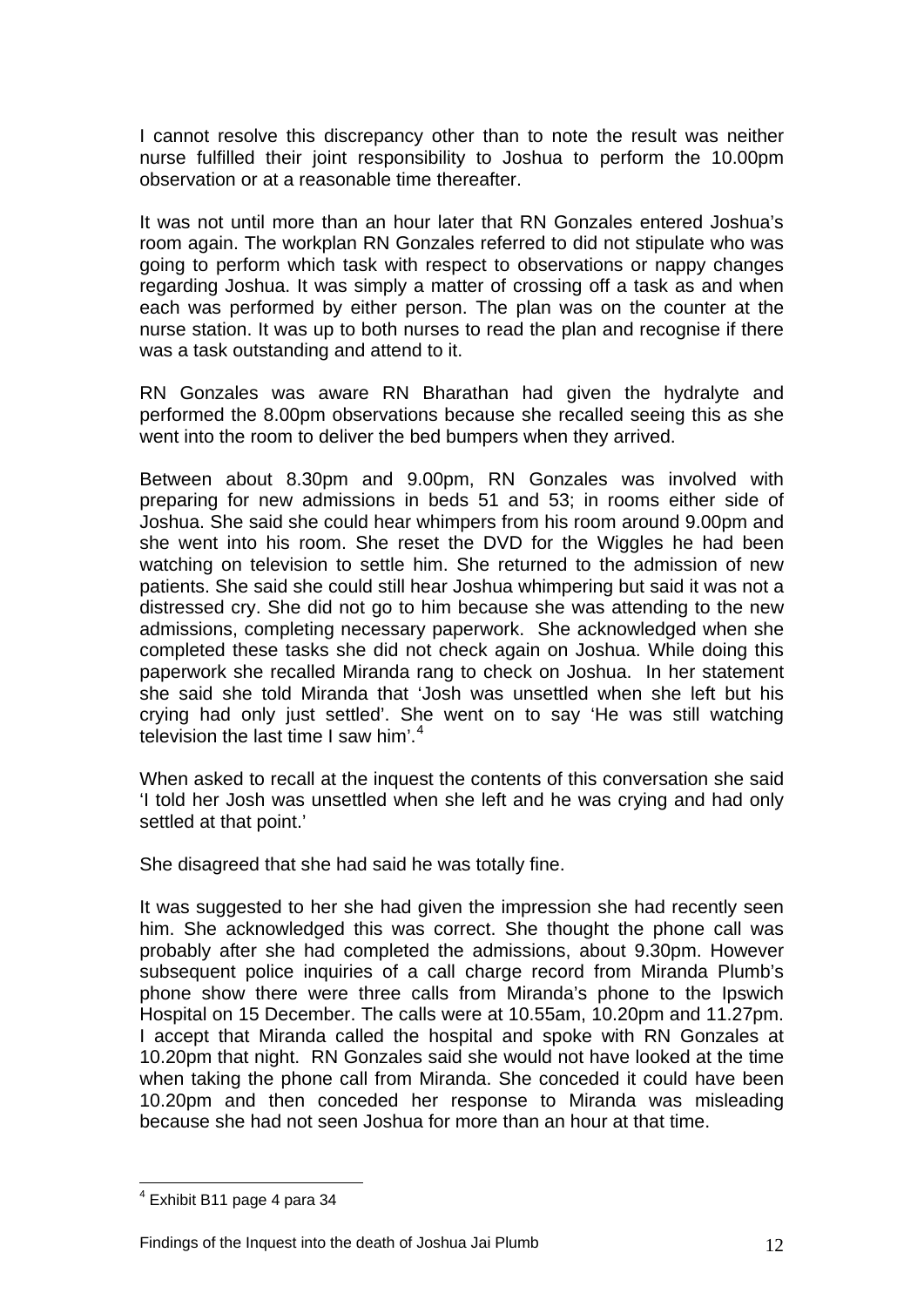I cannot resolve this discrepancy other than to note the result was neither nurse fulfilled their joint responsibility to Joshua to perform the 10.00pm observation or at a reasonable time thereafter.

It was not until more than an hour later that RN Gonzales entered Joshua's room again. The workplan RN Gonzales referred to did not stipulate who was going to perform which task with respect to observations or nappy changes regarding Joshua. It was simply a matter of crossing off a task as and when each was performed by either person. The plan was on the counter at the nurse station. It was up to both nurses to read the plan and recognise if there was a task outstanding and attend to it.

RN Gonzales was aware RN Bharathan had given the hydralyte and performed the 8.00pm observations because she recalled seeing this as she went into the room to deliver the bed bumpers when they arrived.

Between about 8.30pm and 9.00pm, RN Gonzales was involved with preparing for new admissions in beds 51 and 53; in rooms either side of Joshua. She said she could hear whimpers from his room around 9.00pm and she went into his room. She reset the DVD for the Wiggles he had been watching on television to settle him. She returned to the admission of new patients. She said she could still hear Joshua whimpering but said it was not a distressed cry. She did not go to him because she was attending to the new admissions, completing necessary paperwork. She acknowledged when she completed these tasks she did not check again on Joshua. While doing this paperwork she recalled Miranda rang to check on Joshua. In her statement she said she told Miranda that 'Josh was unsettled when she left but his crying had only just settled'. She went on to say 'He was still watching television the last time I saw him'.[4]

When asked to recall at the inquest the contents of this conversation she said 'I told her Josh was unsettled when she left and he was crying and had only settled at that point.'

She disagreed that she had said he was totally fine.

It was suggested to her she had given the impression she had recently seen him. She acknowledged this was correct. She thought the phone call was probably after she had completed the admissions, about 9.30pm. However subsequent police inquiries of a call charge record from Miranda Plumb's phone show there were three calls from Miranda's phone to the Ipswich Hospital on 15 December. The calls were at 10.55am, 10.20pm and 11.27pm. I accept that Miranda called the hospital and spoke with RN Gonzales at 10.20pm that night. RN Gonzales said she would not have looked at the time when taking the phone call from Miranda. She conceded it could have been 10.20pm and then conceded her response to Miranda was misleading because she had not seen Joshua for more than an hour at that time.

---

[4] Exhibit B11 page 4 para 34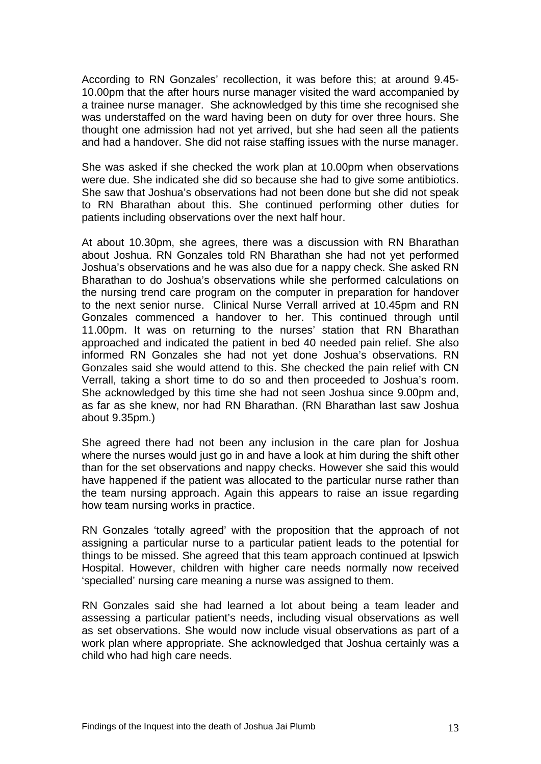According to RN Gonzales' recollection, it was before this; at around 9.45-10.00pm that the after hours nurse manager visited the ward accompanied by a trainee nurse manager. She acknowledged by this time she recognised she was understaffed on the ward having been on duty for over three hours. She thought one admission had not yet arrived, but she had seen all the patients and had a handover. She did not raise staffing issues with the nurse manager.

She was asked if she checked the work plan at 10.00pm when observations were due. She indicated she did so because she had to give some antibiotics. She saw that Joshua's observations had not been done but she did not speak to RN Bharathan about this. She continued performing other duties for patients including observations over the next half hour.

At about 10.30pm, she agrees, there was a discussion with RN Bharathan about Joshua. RN Gonzales told RN Bharathan she had not yet performed Joshua's observations and he was also due for a nappy check. She asked RN Bharathan to do Joshua's observations while she performed calculations on the nursing trend care program on the computer in preparation for handover to the next senior nurse. Clinical Nurse Verrall arrived at 10.45pm and RN Gonzales commenced a handover to her. This continued through until 11.00pm. It was on returning to the nurses' station that RN Bharathan approached and indicated the patient in bed 40 needed pain relief. She also informed RN Gonzales she had not yet done Joshua's observations. RN Gonzales said she would attend to this. She checked the pain relief with CN Verrall, taking a short time to do so and then proceeded to Joshua's room. She acknowledged by this time she had not seen Joshua since 9.00pm and, as far as she knew, nor had RN Bharathan. (RN Bharathan last saw Joshua about 9.35pm.)

She agreed there had not been any inclusion in the care plan for Joshua where the nurses would just go in and have a look at him during the shift other than for the set observations and nappy checks. However she said this would have happened if the patient was allocated to the particular nurse rather than the team nursing approach. Again this appears to raise an issue regarding how team nursing works in practice.

RN Gonzales 'totally agreed' with the proposition that the approach of not assigning a particular nurse to a particular patient leads to the potential for things to be missed. She agreed that this team approach continued at Ipswich Hospital. However, children with higher care needs normally now received 'specialled' nursing care meaning a nurse was assigned to them.

RN Gonzales said she had learned a lot about being a team leader and assessing a particular patient's needs, including visual observations as well as set observations. She would now include visual observations as part of a work plan where appropriate. She acknowledged that Joshua certainly was a child who had high care needs.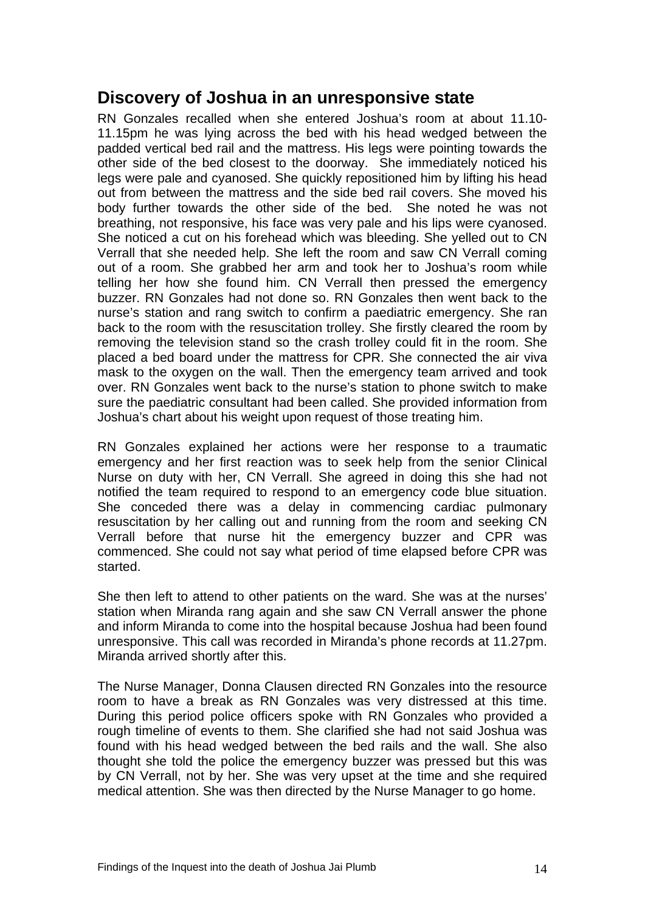## Discovery of Joshua in an unresponsive state

RN Gonzales recalled when she entered Joshua's room at about 11.10-11.15pm he was lying across the bed with his head wedged between the padded vertical bed rail and the mattress. His legs were pointing towards the other side of the bed closest to the doorway. She immediately noticed his legs were pale and cyanosed. She quickly repositioned him by lifting his head out from between the mattress and the side bed rail covers. She moved his body further towards the other side of the bed. She noted he was not breathing, not responsive, his face was very pale and his lips were cyanosed. She noticed a cut on his forehead which was bleeding. She yelled out to CN Verrall that she needed help. She left the room and saw CN Verrall coming out of a room. She grabbed her arm and took her to Joshua's room while telling her how she found him. CN Verrall then pressed the emergency buzzer. RN Gonzales had not done so. RN Gonzales then went back to the nurse's station and rang switch to confirm a paediatric emergency. She ran back to the room with the resuscitation trolley. She firstly cleared the room by removing the television stand so the crash trolley could fit in the room. She placed a bed board under the mattress for CPR. She connected the air viva mask to the oxygen on the wall. Then the emergency team arrived and took over. RN Gonzales went back to the nurse's station to phone switch to make sure the paediatric consultant had been called. She provided information from Joshua's chart about his weight upon request of those treating him.

RN Gonzales explained her actions were her response to a traumatic emergency and her first reaction was to seek help from the senior Clinical Nurse on duty with her, CN Verrall. She agreed in doing this she had not notified the team required to respond to an emergency code blue situation. She conceded there was a delay in commencing cardiac pulmonary resuscitation by her calling out and running from the room and seeking CN Verrall before that nurse hit the emergency buzzer and CPR was commenced. She could not say what period of time elapsed before CPR was started.

She then left to attend to other patients on the ward. She was at the nurses' station when Miranda rang again and she saw CN Verrall answer the phone and inform Miranda to come into the hospital because Joshua had been found unresponsive. This call was recorded in Miranda's phone records at 11.27pm. Miranda arrived shortly after this.

The Nurse Manager, Donna Clausen directed RN Gonzales into the resource room to have a break as RN Gonzales was very distressed at this time. During this period police officers spoke with RN Gonzales who provided a rough timeline of events to them. She clarified she had not said Joshua was found with his head wedged between the bed rails and the wall. She also thought she told the police the emergency buzzer was pressed but this was by CN Verrall, not by her. She was very upset at the time and she required medical attention. She was then directed by the Nurse Manager to go home.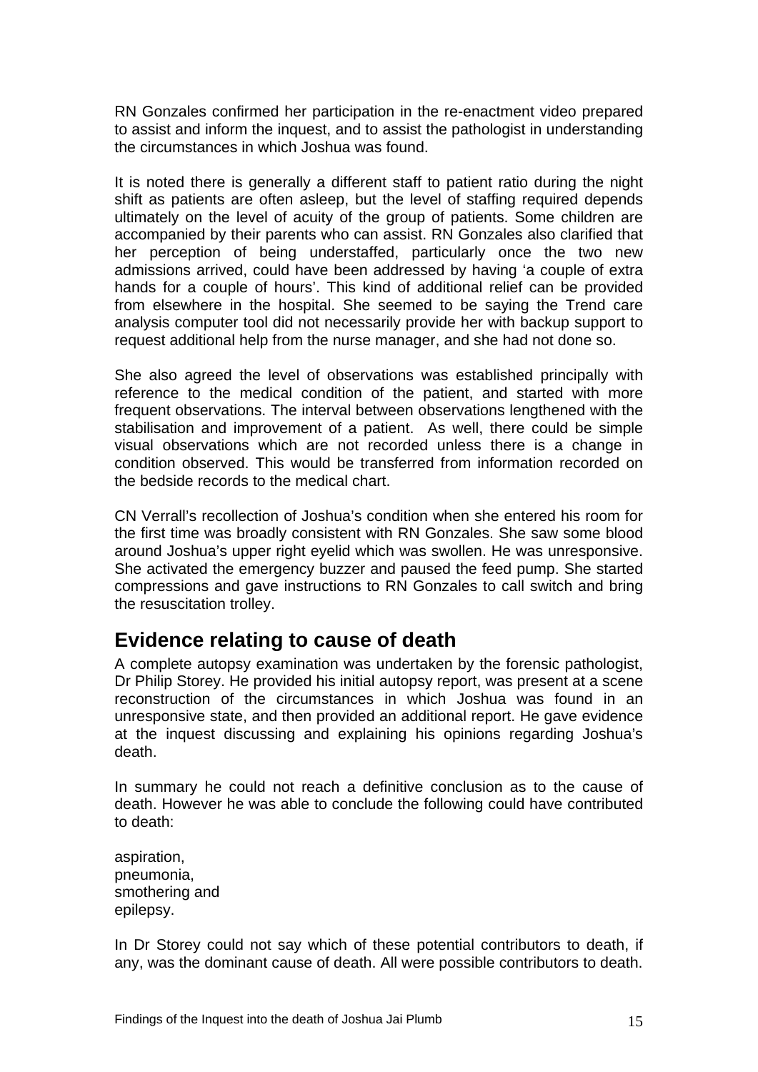RN Gonzales confirmed her participation in the re-enactment video prepared to assist and inform the inquest, and to assist the pathologist in understanding the circumstances in which Joshua was found.

It is noted there is generally a different staff to patient ratio during the night shift as patients are often asleep, but the level of staffing required depends ultimately on the level of acuity of the group of patients. Some children are accompanied by their parents who can assist. RN Gonzales also clarified that her perception of being understaffed, particularly once the two new admissions arrived, could have been addressed by having 'a couple of extra hands for a couple of hours'. This kind of additional relief can be provided from elsewhere in the hospital. She seemed to be saying the Trend care analysis computer tool did not necessarily provide her with backup support to request additional help from the nurse manager, and she had not done so.

She also agreed the level of observations was established principally with reference to the medical condition of the patient, and started with more frequent observations. The interval between observations lengthened with the stabilisation and improvement of a patient. As well, there could be simple visual observations which are not recorded unless there is a change in condition observed. This would be transferred from information recorded on the bedside records to the medical chart.

CN Verrall's recollection of Joshua's condition when she entered his room for the first time was broadly consistent with RN Gonzales. She saw some blood around Joshua's upper right eyelid which was swollen. He was unresponsive. She activated the emergency buzzer and paused the feed pump. She started compressions and gave instructions to RN Gonzales to call switch and bring the resuscitation trolley.

## Evidence relating to cause of death

A complete autopsy examination was undertaken by the forensic pathologist, Dr Philip Storey. He provided his initial autopsy report, was present at a scene reconstruction of the circumstances in which Joshua was found in an unresponsive state, and then provided an additional report. He gave evidence at the inquest discussing and explaining his opinions regarding Joshua's death.

In summary he could not reach a definitive conclusion as to the cause of death. However he was able to conclude the following could have contributed to death:

aspiration,
pneumonia,
smothering and
epilepsy.

In Dr Storey could not say which of these potential contributors to death, if any, was the dominant cause of death. All were possible contributors to death.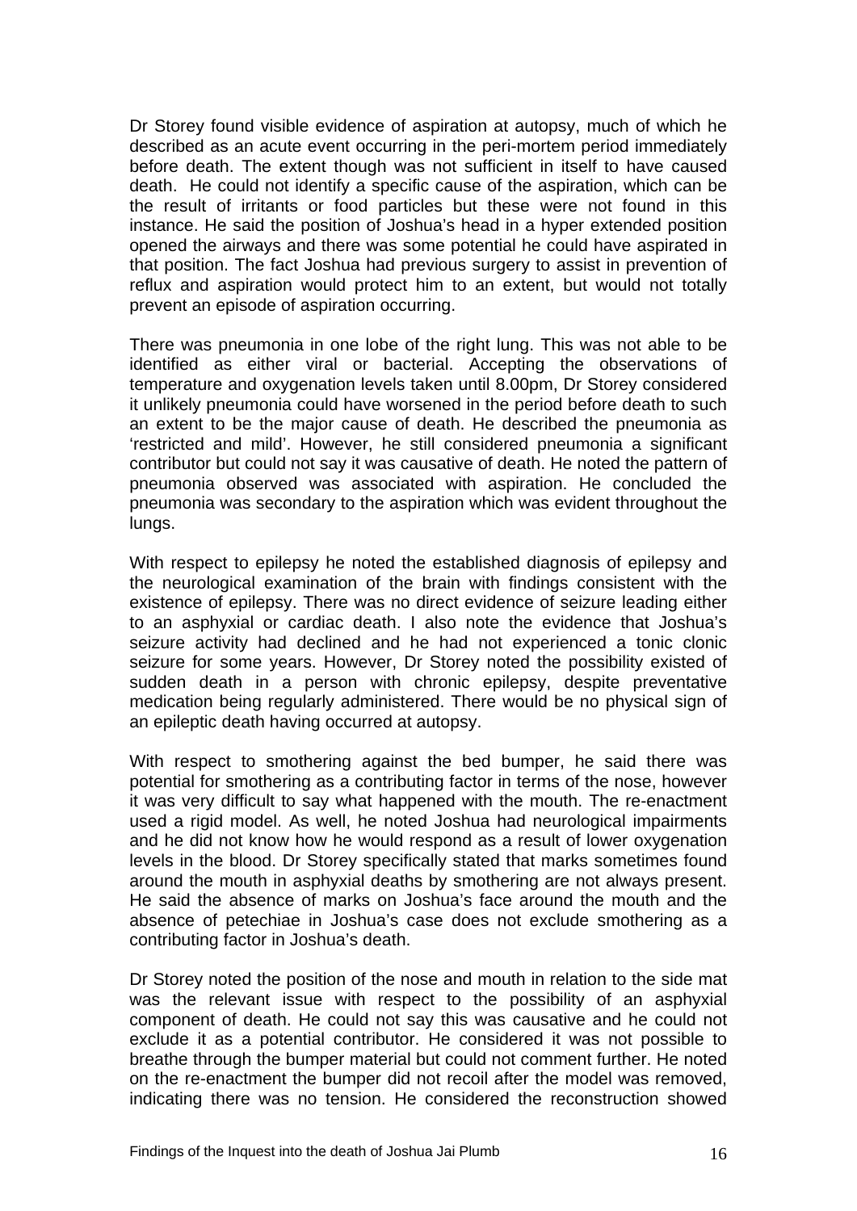Dr Storey found visible evidence of aspiration at autopsy, much of which he described as an acute event occurring in the peri-mortem period immediately before death. The extent though was not sufficient in itself to have caused death. He could not identify a specific cause of the aspiration, which can be the result of irritants or food particles but these were not found in this instance. He said the position of Joshua's head in a hyper extended position opened the airways and there was some potential he could have aspirated in that position. The fact Joshua had previous surgery to assist in prevention of reflux and aspiration would protect him to an extent, but would not totally prevent an episode of aspiration occurring.

There was pneumonia in one lobe of the right lung. This was not able to be identified as either viral or bacterial. Accepting the observations of temperature and oxygenation levels taken until 8.00pm, Dr Storey considered it unlikely pneumonia could have worsened in the period before death to such an extent to be the major cause of death. He described the pneumonia as 'restricted and mild'. However, he still considered pneumonia a significant contributor but could not say it was causative of death. He noted the pattern of pneumonia observed was associated with aspiration. He concluded the pneumonia was secondary to the aspiration which was evident throughout the lungs.

With respect to epilepsy he noted the established diagnosis of epilepsy and the neurological examination of the brain with findings consistent with the existence of epilepsy. There was no direct evidence of seizure leading either to an asphyxial or cardiac death. I also note the evidence that Joshua's seizure activity had declined and he had not experienced a tonic clonic seizure for some years. However, Dr Storey noted the possibility existed of sudden death in a person with chronic epilepsy, despite preventative medication being regularly administered. There would be no physical sign of an epileptic death having occurred at autopsy.

With respect to smothering against the bed bumper, he said there was potential for smothering as a contributing factor in terms of the nose, however it was very difficult to say what happened with the mouth. The re-enactment used a rigid model. As well, he noted Joshua had neurological impairments and he did not know how he would respond as a result of lower oxygenation levels in the blood. Dr Storey specifically stated that marks sometimes found around the mouth in asphyxial deaths by smothering are not always present. He said the absence of marks on Joshua's face around the mouth and the absence of petechiae in Joshua's case does not exclude smothering as a contributing factor in Joshua's death.

Dr Storey noted the position of the nose and mouth in relation to the side mat was the relevant issue with respect to the possibility of an asphyxial component of death. He could not say this was causative and he could not exclude it as a potential contributor. He considered it was not possible to breathe through the bumper material but could not comment further. He noted on the re-enactment the bumper did not recoil after the model was removed, indicating there was no tension. He considered the reconstruction showed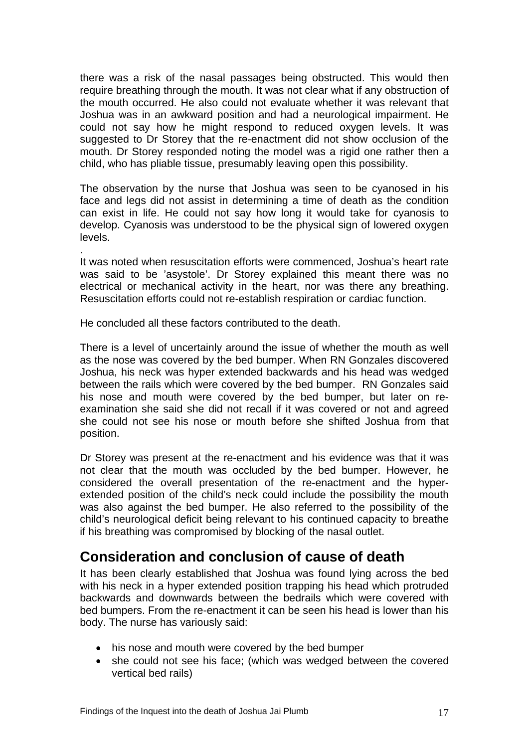there was a risk of the nasal passages being obstructed. This would then require breathing through the mouth. It was not clear what if any obstruction of the mouth occurred. He also could not evaluate whether it was relevant that Joshua was in an awkward position and had a neurological impairment. He could not say how he might respond to reduced oxygen levels. It was suggested to Dr Storey that the re-enactment did not show occlusion of the mouth. Dr Storey responded noting the model was a rigid one rather then a child, who has pliable tissue, presumably leaving open this possibility.

The observation by the nurse that Joshua was seen to be cyanosed in his face and legs did not assist in determining a time of death as the condition can exist in life. He could not say how long it would take for cyanosis to develop. Cyanosis was understood to be the physical sign of lowered oxygen levels.

.

It was noted when resuscitation efforts were commenced, Joshua's heart rate was said to be 'asystole'. Dr Storey explained this meant there was no electrical or mechanical activity in the heart, nor was there any breathing. Resuscitation efforts could not re-establish respiration or cardiac function.

He concluded all these factors contributed to the death.

There is a level of uncertainly around the issue of whether the mouth as well as the nose was covered by the bed bumper. When RN Gonzales discovered Joshua, his neck was hyper extended backwards and his head was wedged between the rails which were covered by the bed bumper. RN Gonzales said his nose and mouth were covered by the bed bumper, but later on re-examination she said she did not recall if it was covered or not and agreed she could not see his nose or mouth before she shifted Joshua from that position.

Dr Storey was present at the re-enactment and his evidence was that it was not clear that the mouth was occluded by the bed bumper. However, he considered the overall presentation of the re-enactment and the hyper-extended position of the child's neck could include the possibility the mouth was also against the bed bumper. He also referred to the possibility of the child's neurological deficit being relevant to his continued capacity to breathe if his breathing was compromised by blocking of the nasal outlet.

## Consideration and conclusion of cause of death

It has been clearly established that Joshua was found lying across the bed with his neck in a hyper extended position trapping his head which protruded backwards and downwards between the bedrails which were covered with bed bumpers. From the re-enactment it can be seen his head is lower than his body. The nurse has variously said:

- his nose and mouth were covered by the bed bumper
- she could not see his face; (which was wedged between the covered vertical bed rails)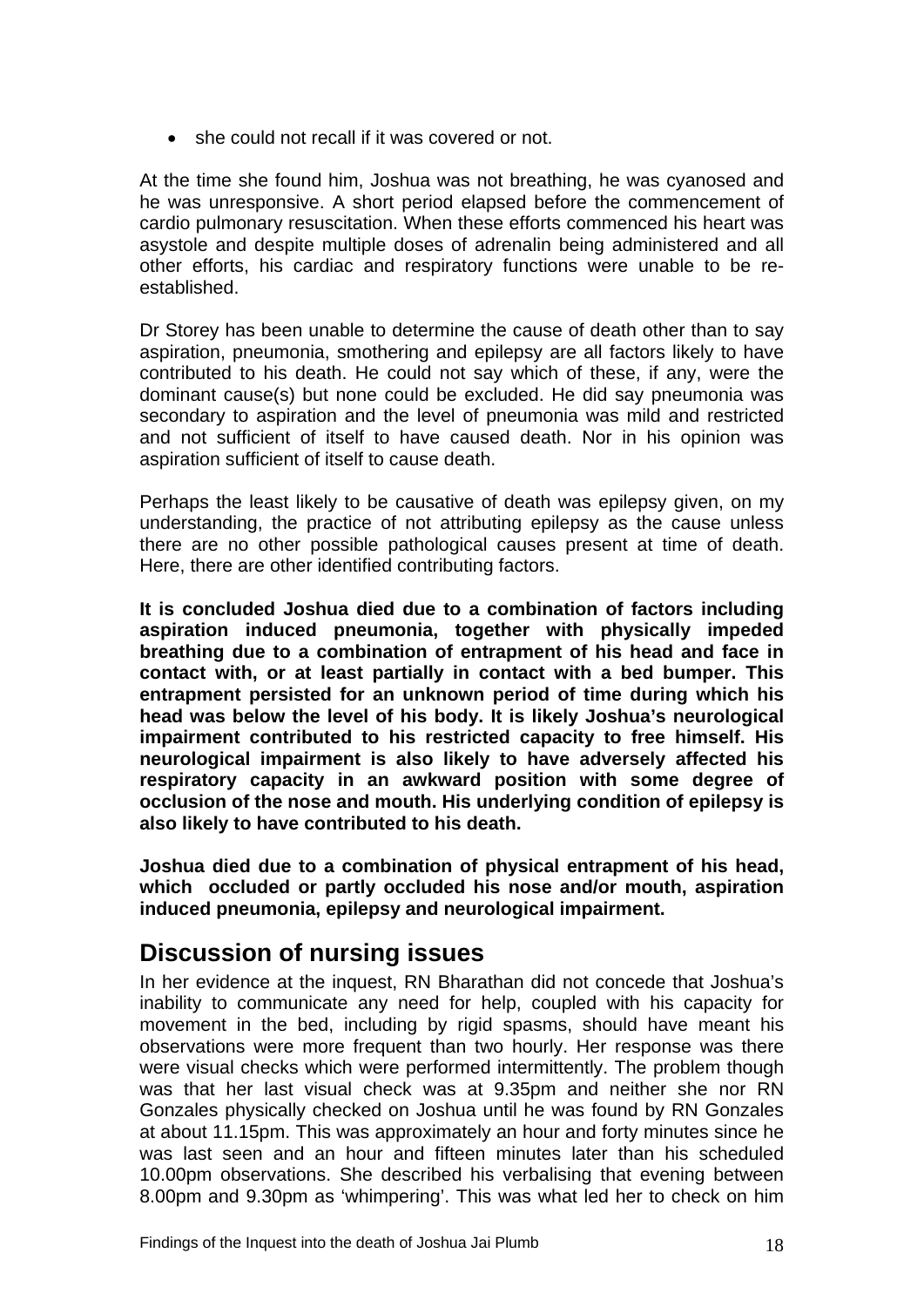- she could not recall if it was covered or not.

At the time she found him, Joshua was not breathing, he was cyanosed and he was unresponsive. A short period elapsed before the commencement of cardio pulmonary resuscitation. When these efforts commenced his heart was asystole and despite multiple doses of adrenalin being administered and all other efforts, his cardiac and respiratory functions were unable to be re-established.

Dr Storey has been unable to determine the cause of death other than to say aspiration, pneumonia, smothering and epilepsy are all factors likely to have contributed to his death. He could not say which of these, if any, were the dominant cause(s) but none could be excluded. He did say pneumonia was secondary to aspiration and the level of pneumonia was mild and restricted and not sufficient of itself to have caused death. Nor in his opinion was aspiration sufficient of itself to cause death.

Perhaps the least likely to be causative of death was epilepsy given, on my understanding, the practice of not attributing epilepsy as the cause unless there are no other possible pathological causes present at time of death. Here, there are other identified contributing factors.

**It is concluded Joshua died due to a combination of factors including aspiration induced pneumonia, together with physically impeded breathing due to a combination of entrapment of his head and face in contact with, or at least partially in contact with a bed bumper. This entrapment persisted for an unknown period of time during which his head was below the level of his body. It is likely Joshua's neurological impairment contributed to his restricted capacity to free himself. His neurological impairment is also likely to have adversely affected his respiratory capacity in an awkward position with some degree of occlusion of the nose and mouth. His underlying condition of epilepsy is also likely to have contributed to his death.**

**Joshua died due to a combination of physical entrapment of his head, which occluded or partly occluded his nose and/or mouth, aspiration induced pneumonia, epilepsy and neurological impairment.**

## Discussion of nursing issues

In her evidence at the inquest, RN Bharathan did not concede that Joshua's inability to communicate any need for help, coupled with his capacity for movement in the bed, including by rigid spasms, should have meant his observations were more frequent than two hourly. Her response was there were visual checks which were performed intermittently. The problem though was that her last visual check was at 9.35pm and neither she nor RN Gonzales physically checked on Joshua until he was found by RN Gonzales at about 11.15pm. This was approximately an hour and forty minutes since he was last seen and an hour and fifteen minutes later than his scheduled 10.00pm observations. She described his verbalising that evening between 8.00pm and 9.30pm as 'whimpering'. This was what led her to check on him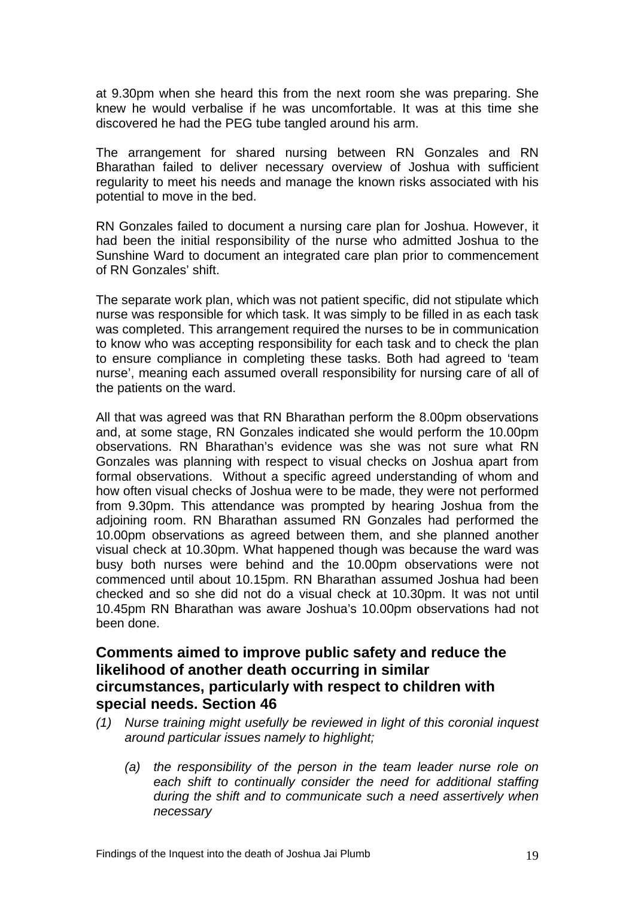at 9.30pm when she heard this from the next room she was preparing. She knew he would verbalise if he was uncomfortable. It was at this time she discovered he had the PEG tube tangled around his arm.

The arrangement for shared nursing between RN Gonzales and RN Bharathan failed to deliver necessary overview of Joshua with sufficient regularity to meet his needs and manage the known risks associated with his potential to move in the bed.

RN Gonzales failed to document a nursing care plan for Joshua. However, it had been the initial responsibility of the nurse who admitted Joshua to the Sunshine Ward to document an integrated care plan prior to commencement of RN Gonzales' shift.

The separate work plan, which was not patient specific, did not stipulate which nurse was responsible for which task. It was simply to be filled in as each task was completed. This arrangement required the nurses to be in communication to know who was accepting responsibility for each task and to check the plan to ensure compliance in completing these tasks. Both had agreed to 'team nurse', meaning each assumed overall responsibility for nursing care of all of the patients on the ward.

All that was agreed was that RN Bharathan perform the 8.00pm observations and, at some stage, RN Gonzales indicated she would perform the 10.00pm observations. RN Bharathan's evidence was she was not sure what RN Gonzales was planning with respect to visual checks on Joshua apart from formal observations. Without a specific agreed understanding of whom and how often visual checks of Joshua were to be made, they were not performed from 9.30pm. This attendance was prompted by hearing Joshua from the adjoining room. RN Bharathan assumed RN Gonzales had performed the 10.00pm observations as agreed between them, and she planned another visual check at 10.30pm. What happened though was because the ward was busy both nurses were behind and the 10.00pm observations were not commenced until about 10.15pm. RN Bharathan assumed Joshua had been checked and so she did not do a visual check at 10.30pm. It was not until 10.45pm RN Bharathan was aware Joshua's 10.00pm observations had not been done.

## Comments aimed to improve public safety and reduce the likelihood of another death occurring in similar circumstances, particularly with respect to children with special needs. Section 46

*(1) Nurse training might usefully be reviewed in light of this coronial inquest around particular issues namely to highlight;*

*(a) the responsibility of the person in the team leader nurse role on each shift to continually consider the need for additional staffing during the shift and to communicate such a need assertively when necessary*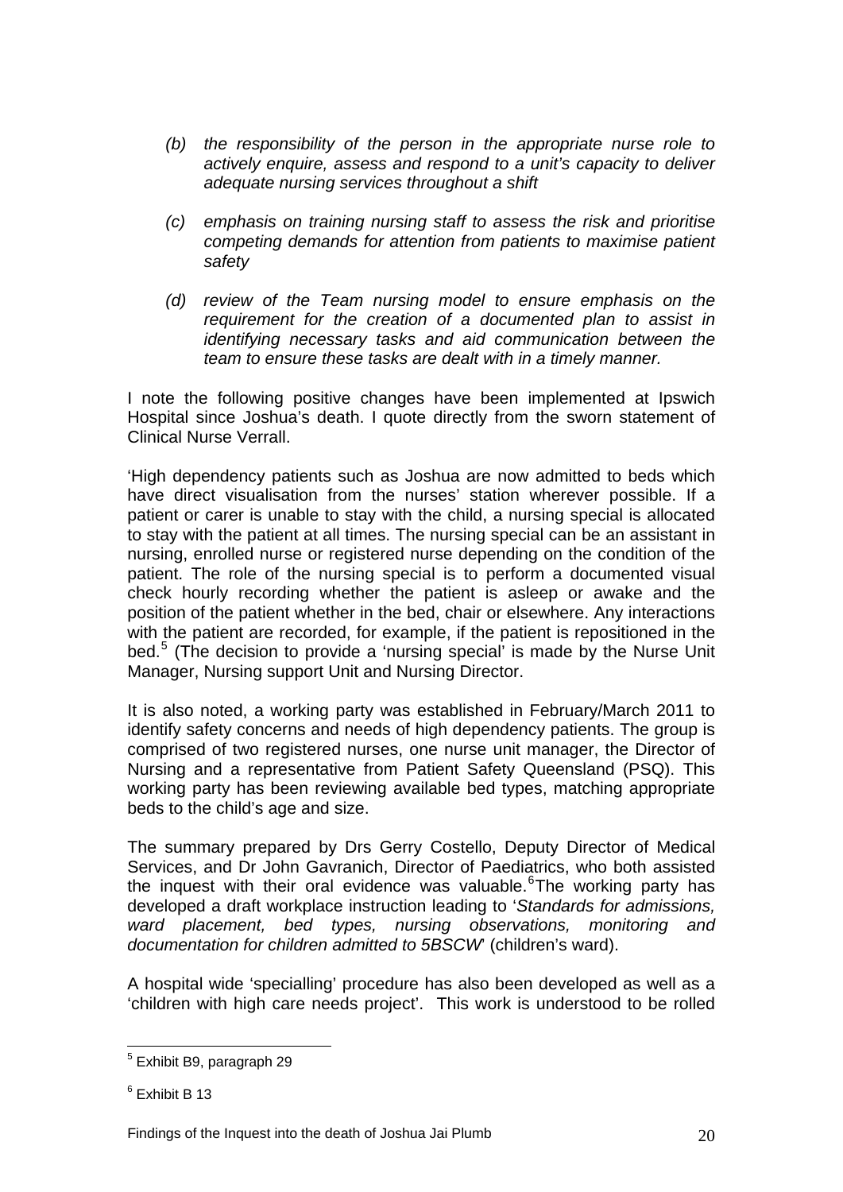*(b) the responsibility of the person in the appropriate nurse role to actively enquire, assess and respond to a unit's capacity to deliver adequate nursing services throughout a shift*

*(c) emphasis on training nursing staff to assess the risk and prioritise competing demands for attention from patients to maximise patient safety*

*(d) review of the Team nursing model to ensure emphasis on the requirement for the creation of a documented plan to assist in identifying necessary tasks and aid communication between the team to ensure these tasks are dealt with in a timely manner.*

I note the following positive changes have been implemented at Ipswich Hospital since Joshua's death. I quote directly from the sworn statement of Clinical Nurse Verrall.

'High dependency patients such as Joshua are now admitted to beds which have direct visualisation from the nurses' station wherever possible. If a patient or carer is unable to stay with the child, a nursing special is allocated to stay with the patient at all times. The nursing special can be an assistant in nursing, enrolled nurse or registered nurse depending on the condition of the patient. The role of the nursing special is to perform a documented visual check hourly recording whether the patient is asleep or awake and the position of the patient whether in the bed, chair or elsewhere. Any interactions with the patient are recorded, for example, if the patient is repositioned in the bed.[5] (The decision to provide a 'nursing special' is made by the Nurse Unit Manager, Nursing support Unit and Nursing Director.

It is also noted, a working party was established in February/March 2011 to identify safety concerns and needs of high dependency patients. The group is comprised of two registered nurses, one nurse unit manager, the Director of Nursing and a representative from Patient Safety Queensland (PSQ). This working party has been reviewing available bed types, matching appropriate beds to the child's age and size.

The summary prepared by Drs Gerry Costello, Deputy Director of Medical Services, and Dr John Gavranich, Director of Paediatrics, who both assisted the inquest with their oral evidence was valuable.[6] The working party has developed a draft workplace instruction leading to '*Standards for admissions, ward placement, bed types, nursing observations, monitoring and documentation for children admitted to 5BSCW*' (children's ward).

A hospital wide 'specialling' procedure has also been developed as well as a 'children with high care needs project'. This work is understood to be rolled

---

[5] Exhibit B9, paragraph 29

[6] Exhibit B 13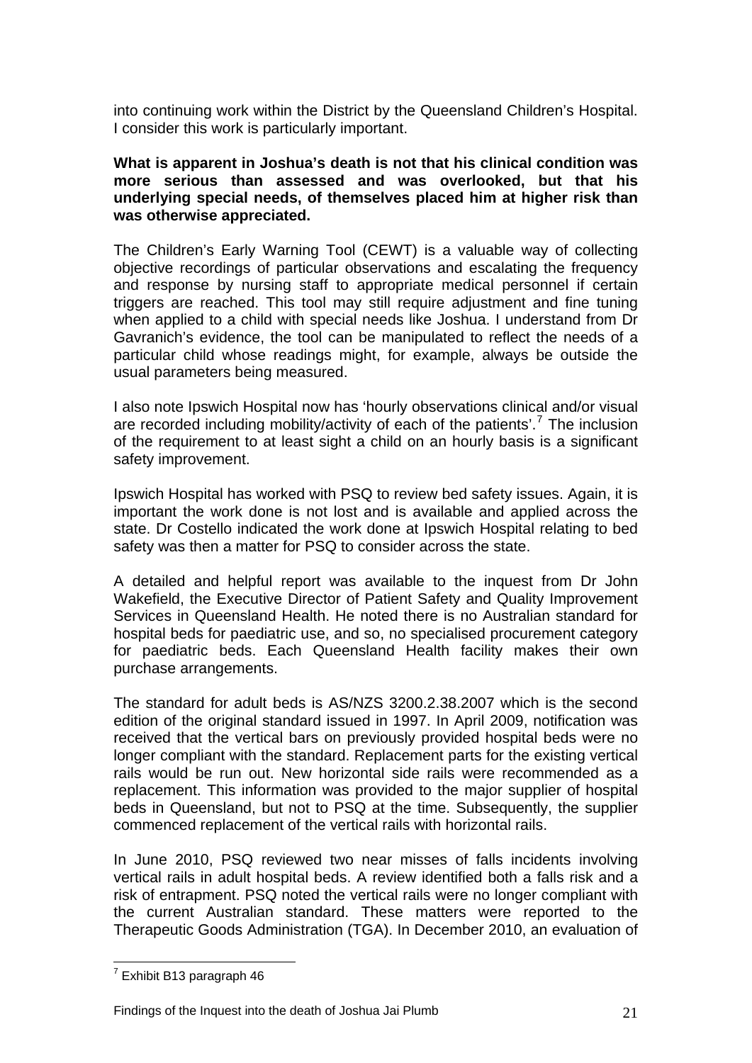into continuing work within the District by the Queensland Children's Hospital. I consider this work is particularly important.

**What is apparent in Joshua's death is not that his clinical condition was more serious than assessed and was overlooked, but that his underlying special needs, of themselves placed him at higher risk than was otherwise appreciated.**

The Children's Early Warning Tool (CEWT) is a valuable way of collecting objective recordings of particular observations and escalating the frequency and response by nursing staff to appropriate medical personnel if certain triggers are reached. This tool may still require adjustment and fine tuning when applied to a child with special needs like Joshua. I understand from Dr Gavranich's evidence, the tool can be manipulated to reflect the needs of a particular child whose readings might, for example, always be outside the usual parameters being measured.

I also note Ipswich Hospital now has 'hourly observations clinical and/or visual are recorded including mobility/activity of each of the patients'.[7] The inclusion of the requirement to at least sight a child on an hourly basis is a significant safety improvement.

Ipswich Hospital has worked with PSQ to review bed safety issues. Again, it is important the work done is not lost and is available and applied across the state. Dr Costello indicated the work done at Ipswich Hospital relating to bed safety was then a matter for PSQ to consider across the state.

A detailed and helpful report was available to the inquest from Dr John Wakefield, the Executive Director of Patient Safety and Quality Improvement Services in Queensland Health. He noted there is no Australian standard for hospital beds for paediatric use, and so, no specialised procurement category for paediatric beds. Each Queensland Health facility makes their own purchase arrangements.

The standard for adult beds is AS/NZS 3200.2.38.2007 which is the second edition of the original standard issued in 1997. In April 2009, notification was received that the vertical bars on previously provided hospital beds were no longer compliant with the standard. Replacement parts for the existing vertical rails would be run out. New horizontal side rails were recommended as a replacement. This information was provided to the major supplier of hospital beds in Queensland, but not to PSQ at the time. Subsequently, the supplier commenced replacement of the vertical rails with horizontal rails.

In June 2010, PSQ reviewed two near misses of falls incidents involving vertical rails in adult hospital beds. A review identified both a falls risk and a risk of entrapment. PSQ noted the vertical rails were no longer compliant with the current Australian standard. These matters were reported to the Therapeutic Goods Administration (TGA). In December 2010, an evaluation of

[7] Exhibit B13 paragraph 46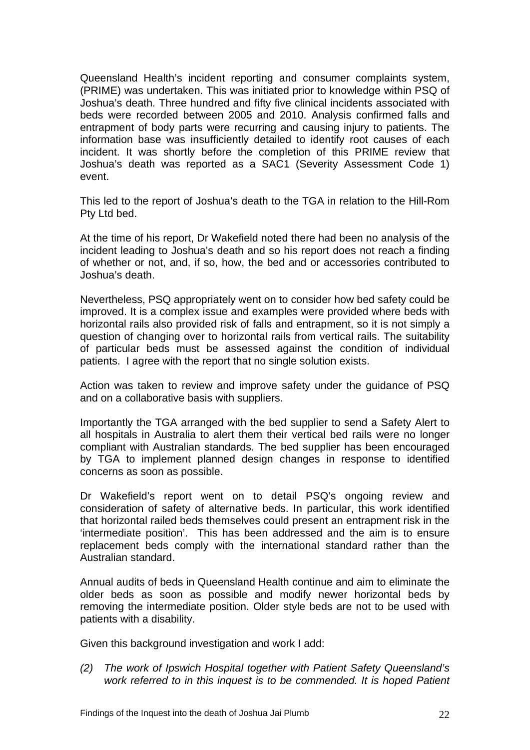Queensland Health's incident reporting and consumer complaints system, (PRIME) was undertaken. This was initiated prior to knowledge within PSQ of Joshua's death. Three hundred and fifty five clinical incidents associated with beds were recorded between 2005 and 2010. Analysis confirmed falls and entrapment of body parts were recurring and causing injury to patients. The information base was insufficiently detailed to identify root causes of each incident. It was shortly before the completion of this PRIME review that Joshua's death was reported as a SAC1 (Severity Assessment Code 1) event.

This led to the report of Joshua's death to the TGA in relation to the Hill-Rom Pty Ltd bed.

At the time of his report, Dr Wakefield noted there had been no analysis of the incident leading to Joshua's death and so his report does not reach a finding of whether or not, and, if so, how, the bed and or accessories contributed to Joshua's death.

Nevertheless, PSQ appropriately went on to consider how bed safety could be improved. It is a complex issue and examples were provided where beds with horizontal rails also provided risk of falls and entrapment, so it is not simply a question of changing over to horizontal rails from vertical rails. The suitability of particular beds must be assessed against the condition of individual patients. I agree with the report that no single solution exists.

Action was taken to review and improve safety under the guidance of PSQ and on a collaborative basis with suppliers.

Importantly the TGA arranged with the bed supplier to send a Safety Alert to all hospitals in Australia to alert them their vertical bed rails were no longer compliant with Australian standards. The bed supplier has been encouraged by TGA to implement planned design changes in response to identified concerns as soon as possible.

Dr Wakefield's report went on to detail PSQ's ongoing review and consideration of safety of alternative beds. In particular, this work identified that horizontal railed beds themselves could present an entrapment risk in the 'intermediate position'. This has been addressed and the aim is to ensure replacement beds comply with the international standard rather than the Australian standard.

Annual audits of beds in Queensland Health continue and aim to eliminate the older beds as soon as possible and modify newer horizontal beds by removing the intermediate position. Older style beds are not to be used with patients with a disability.

Given this background investigation and work I add:

*(2) The work of Ipswich Hospital together with Patient Safety Queensland's work referred to in this inquest is to be commended. It is hoped Patient*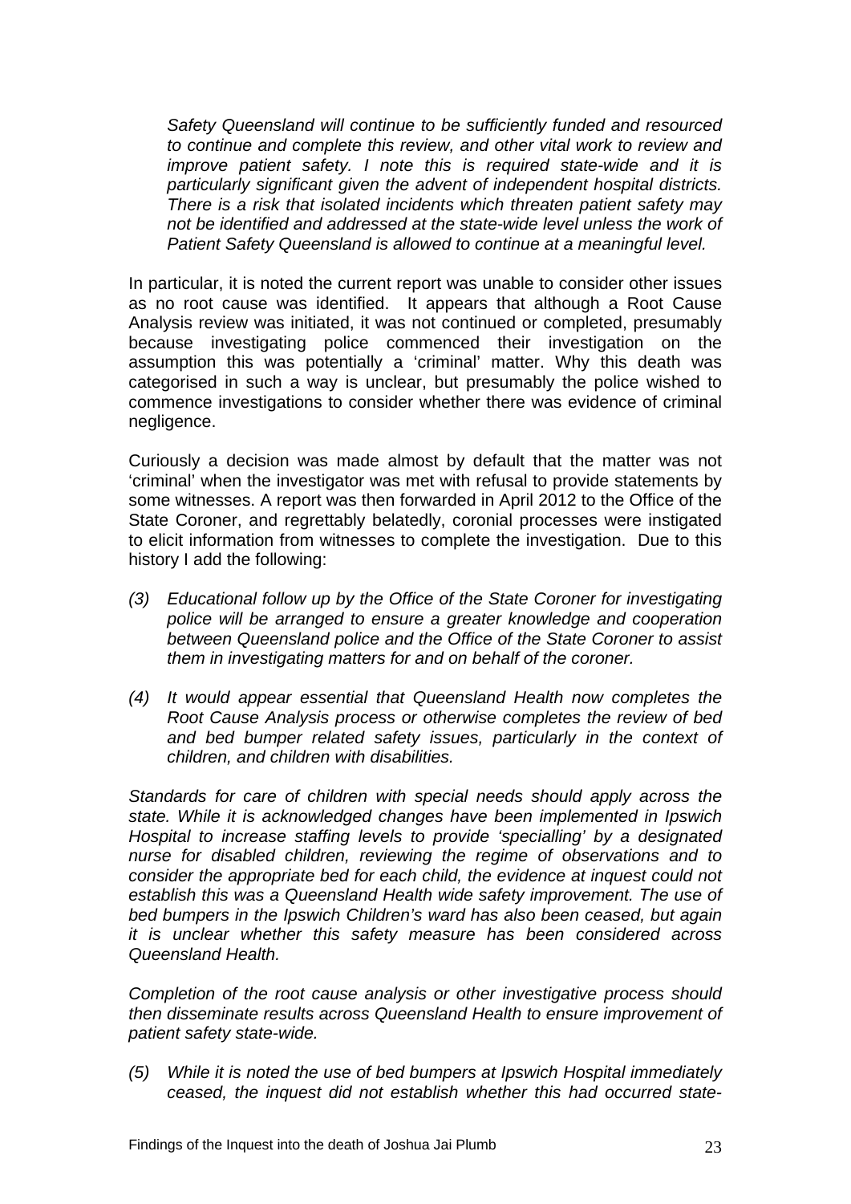*Safety Queensland will continue to be sufficiently funded and resourced to continue and complete this review, and other vital work to review and improve patient safety. I note this is required state-wide and it is particularly significant given the advent of independent hospital districts. There is a risk that isolated incidents which threaten patient safety may not be identified and addressed at the state-wide level unless the work of Patient Safety Queensland is allowed to continue at a meaningful level.*

In particular, it is noted the current report was unable to consider other issues as no root cause was identified. It appears that although a Root Cause Analysis review was initiated, it was not continued or completed, presumably because investigating police commenced their investigation on the assumption this was potentially a 'criminal' matter. Why this death was categorised in such a way is unclear, but presumably the police wished to commence investigations to consider whether there was evidence of criminal negligence.

Curiously a decision was made almost by default that the matter was not 'criminal' when the investigator was met with refusal to provide statements by some witnesses. A report was then forwarded in April 2012 to the Office of the State Coroner, and regrettably belatedly, coronial processes were instigated to elicit information from witnesses to complete the investigation. Due to this history I add the following:

*(3) Educational follow up by the Office of the State Coroner for investigating police will be arranged to ensure a greater knowledge and cooperation between Queensland police and the Office of the State Coroner to assist them in investigating matters for and on behalf of the coroner.*

*(4) It would appear essential that Queensland Health now completes the Root Cause Analysis process or otherwise completes the review of bed and bed bumper related safety issues, particularly in the context of children, and children with disabilities.*

*Standards for care of children with special needs should apply across the state. While it is acknowledged changes have been implemented in Ipswich Hospital to increase staffing levels to provide 'specialling' by a designated nurse for disabled children, reviewing the regime of observations and to consider the appropriate bed for each child, the evidence at inquest could not establish this was a Queensland Health wide safety improvement. The use of bed bumpers in the Ipswich Children's ward has also been ceased, but again it is unclear whether this safety measure has been considered across Queensland Health.*

*Completion of the root cause analysis or other investigative process should then disseminate results across Queensland Health to ensure improvement of patient safety state-wide.*

*(5) While it is noted the use of bed bumpers at Ipswich Hospital immediately ceased, the inquest did not establish whether this had occurred state-*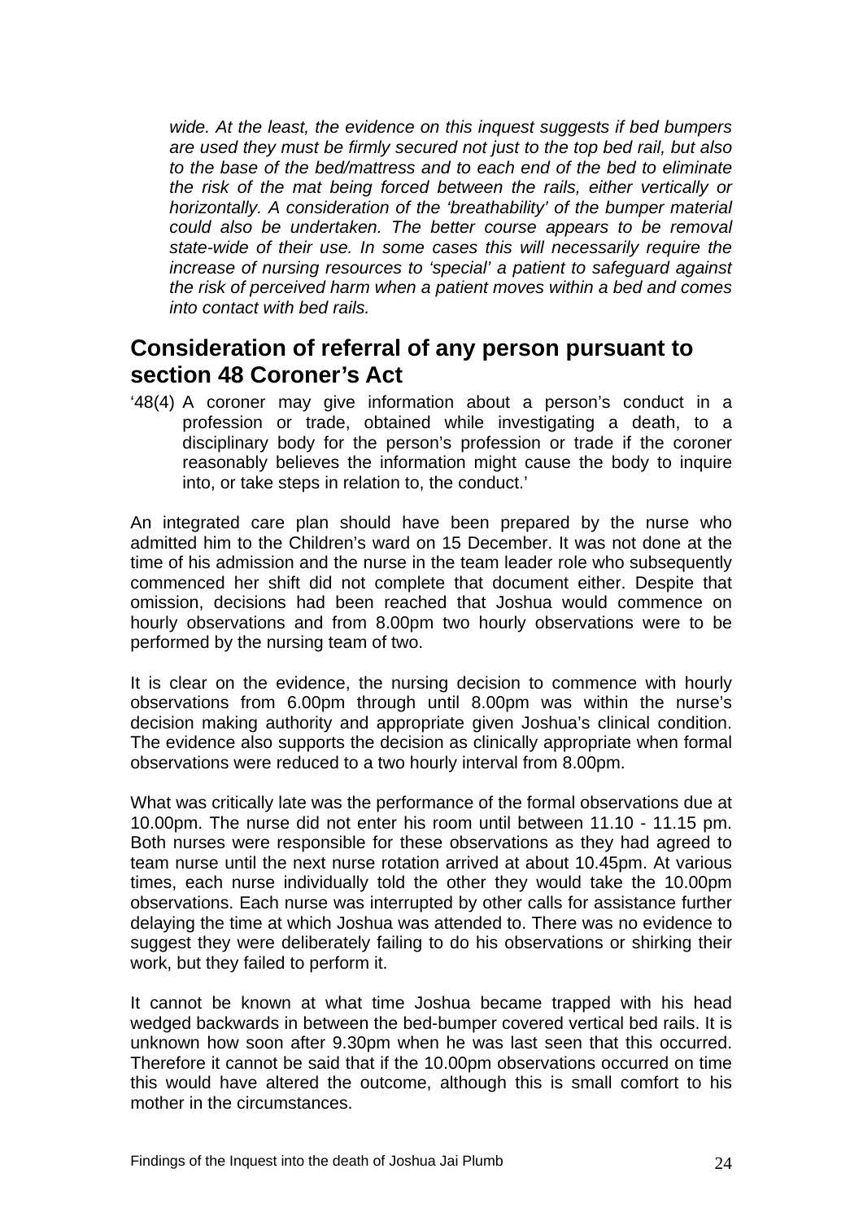*wide. At the least, the evidence on this inquest suggests if bed bumpers are used they must be firmly secured not just to the top bed rail, but also to the base of the bed/mattress and to each end of the bed to eliminate the risk of the mat being forced between the rails, either vertically or horizontally. A consideration of the 'breathability' of the bumper material could also be undertaken. The better course appears to be removal state-wide of their use. In some cases this will necessarily require the increase of nursing resources to 'special' a patient to safeguard against the risk of perceived harm when a patient moves within a bed and comes into contact with bed rails.*

## Consideration of referral of any person pursuant to section 48 Coroner's Act

'48(4) A coroner may give information about a person's conduct in a profession or trade, obtained while investigating a death, to a disciplinary body for the person's profession or trade if the coroner reasonably believes the information might cause the body to inquire into, or take steps in relation to, the conduct.'

An integrated care plan should have been prepared by the nurse who admitted him to the Children's ward on 15 December. It was not done at the time of his admission and the nurse in the team leader role who subsequently commenced her shift did not complete that document either. Despite that omission, decisions had been reached that Joshua would commence on hourly observations and from 8.00pm two hourly observations were to be performed by the nursing team of two.

It is clear on the evidence, the nursing decision to commence with hourly observations from 6.00pm through until 8.00pm was within the nurse's decision making authority and appropriate given Joshua's clinical condition. The evidence also supports the decision as clinically appropriate when formal observations were reduced to a two hourly interval from 8.00pm.

What was critically late was the performance of the formal observations due at 10.00pm. The nurse did not enter his room until between 11.10 - 11.15 pm. Both nurses were responsible for these observations as they had agreed to team nurse until the next nurse rotation arrived at about 10.45pm. At various times, each nurse individually told the other they would take the 10.00pm observations. Each nurse was interrupted by other calls for assistance further delaying the time at which Joshua was attended to. There was no evidence to suggest they were deliberately failing to do his observations or shirking their work, but they failed to perform it.

It cannot be known at what time Joshua became trapped with his head wedged backwards in between the bed-bumper covered vertical bed rails. It is unknown how soon after 9.30pm when he was last seen that this occurred. Therefore it cannot be said that if the 10.00pm observations occurred on time this would have altered the outcome, although this is small comfort to his mother in the circumstances.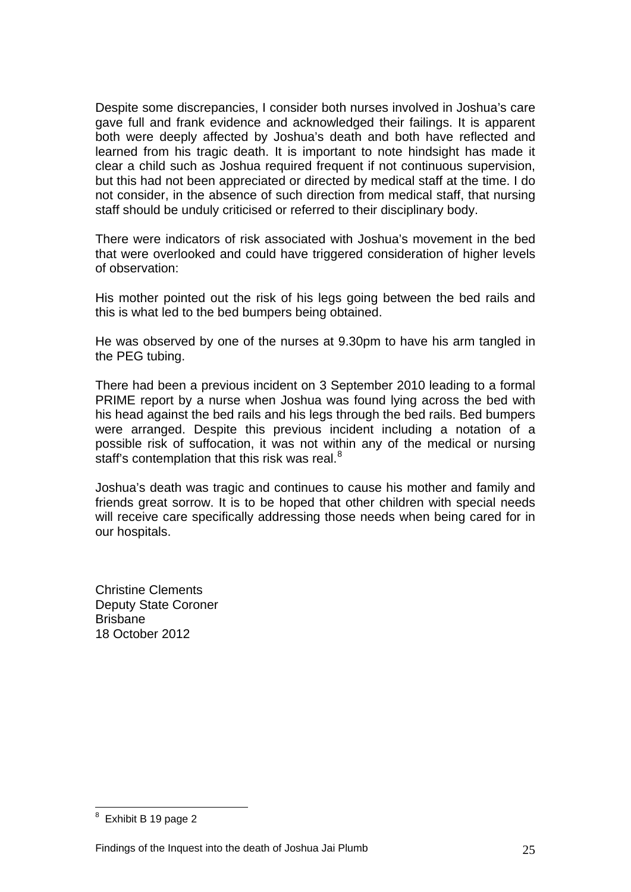Despite some discrepancies, I consider both nurses involved in Joshua's care gave full and frank evidence and acknowledged their failings. It is apparent both were deeply affected by Joshua's death and both have reflected and learned from his tragic death. It is important to note hindsight has made it clear a child such as Joshua required frequent if not continuous supervision, but this had not been appreciated or directed by medical staff at the time. I do not consider, in the absence of such direction from medical staff, that nursing staff should be unduly criticised or referred to their disciplinary body.

There were indicators of risk associated with Joshua's movement in the bed that were overlooked and could have triggered consideration of higher levels of observation:

His mother pointed out the risk of his legs going between the bed rails and this is what led to the bed bumpers being obtained.

He was observed by one of the nurses at 9.30pm to have his arm tangled in the PEG tubing.

There had been a previous incident on 3 September 2010 leading to a formal PRIME report by a nurse when Joshua was found lying across the bed with his head against the bed rails and his legs through the bed rails. Bed bumpers were arranged. Despite this previous incident including a notation of a possible risk of suffocation, it was not within any of the medical or nursing staff's contemplation that this risk was real.[8]

Joshua's death was tragic and continues to cause his mother and family and friends great sorrow. It is to be hoped that other children with special needs will receive care specifically addressing those needs when being cared for in our hospitals.

Christine Clements
Deputy State Coroner
Brisbane
18 October 2012

[8] Exhibit B 19 page 2